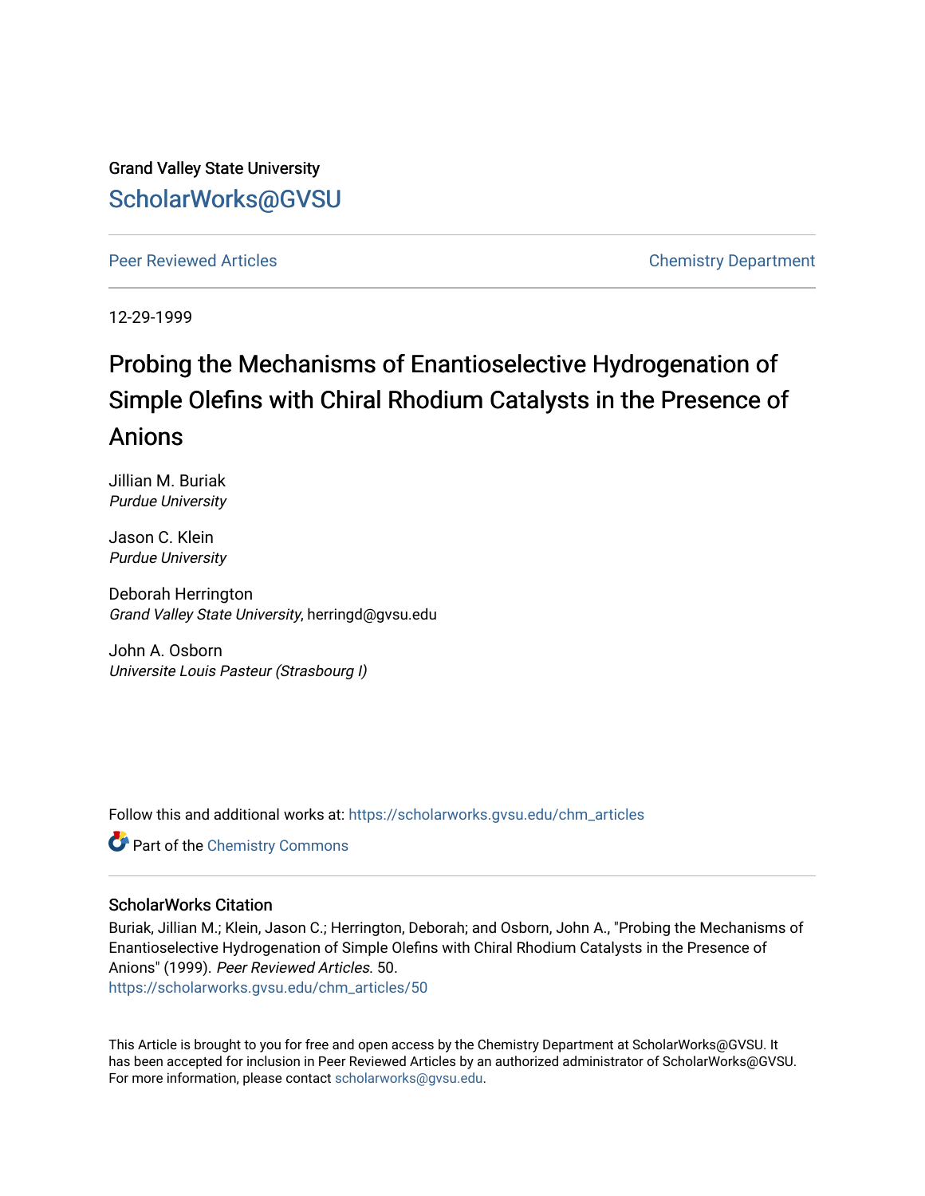Grand Valley State University

# ScholarWorks@GVSU

Peer Reviewed Articles

Chemistry Department

12-29-1999

# Probing the Mechanisms of Enantioselective Hydrogenation of Simple Olefins with Chiral Rhodium Catalysts in the Presence of Anions

Jillian M. Buriak
*Purdue University*

Jason C. Klein
*Purdue University*

Deborah Herrington
*Grand Valley State University*, herringd@gvsu.edu

John A. Osborn
*Universite Louis Pasteur (Strasbourg I)*

Follow this and additional works at: https://scholarworks.gvsu.edu/chm_articles

Part of the Chemistry Commons

## ScholarWorks Citation

Buriak, Jillian M.; Klein, Jason C.; Herrington, Deborah; and Osborn, John A., "Probing the Mechanisms of Enantioselective Hydrogenation of Simple Olefins with Chiral Rhodium Catalysts in the Presence of Anions" (1999). *Peer Reviewed Articles*. 50.
https://scholarworks.gvsu.edu/chm_articles/50

This Article is brought to you for free and open access by the Chemistry Department at ScholarWorks@GVSU. It has been accepted for inclusion in Peer Reviewed Articles by an authorized administrator of ScholarWorks@GVSU. For more information, please contact scholarworks@gvsu.edu.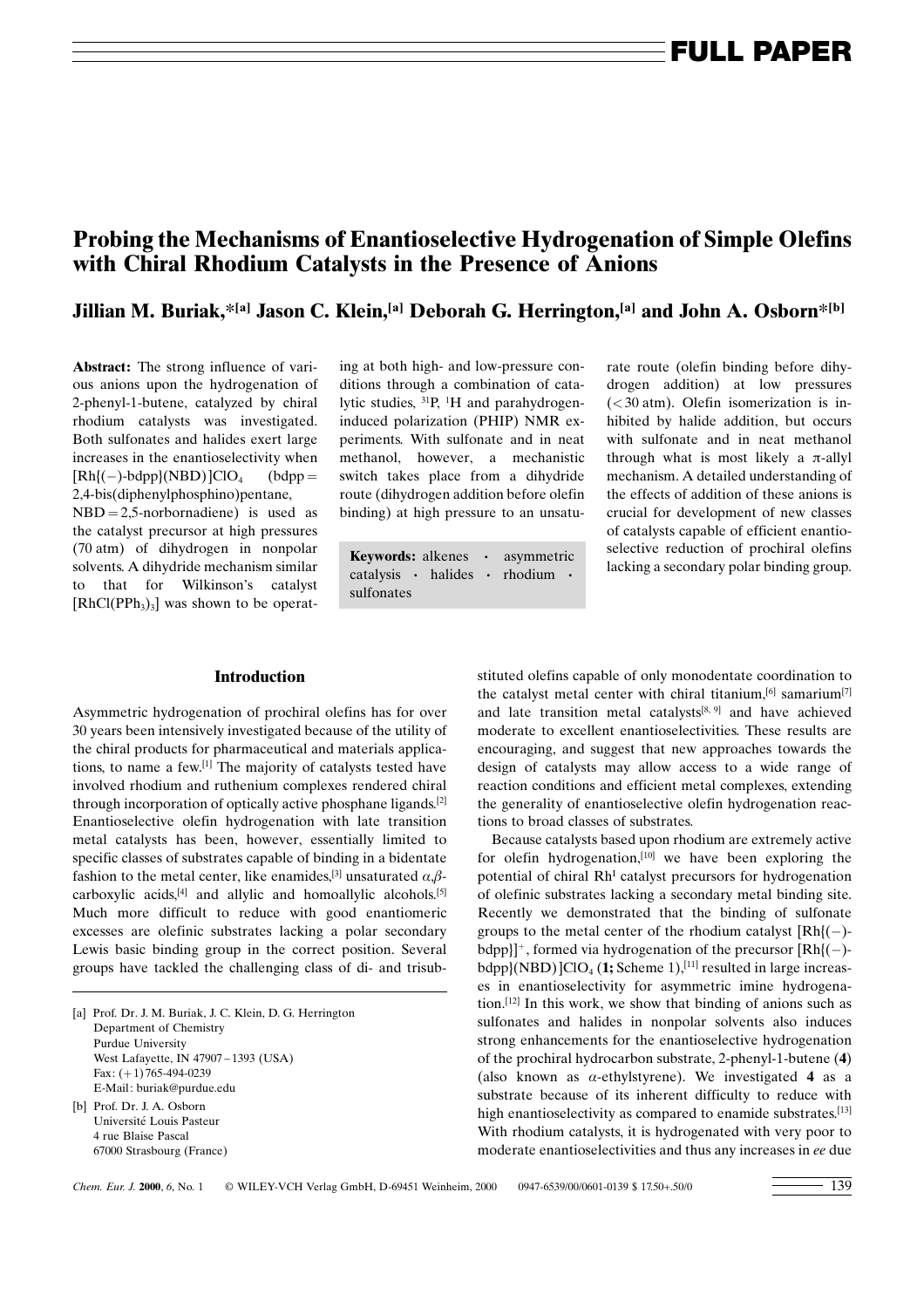# Probing the Mechanisms of Enantioselective Hydrogenation of Simple Olefins with Chiral Rhodium Catalysts in the Presence of Anions

**Jillian M. Buriak,*[a] Jason C. Klein,[a] Deborah G. Herrington,[a] and John A. Osborn*[b]**

**Abstract:** The strong influence of various anions upon the hydrogenation of 2-phenyl-1-butene, catalyzed by chiral rhodium catalysts was investigated. Both sulfonates and halides exert large increases in the enantioselectivity when $[Rh\{(-)\text{-bdpp}\}(NBD)]ClO_4$ (bdpp = 2,4-bis(diphenylphosphino)pentane, NBD = 2,5-norbornadiene) is used as the catalyst precursor at high pressures (70 atm) of dihydrogen in nonpolar solvents. A dihydride mechanism similar to that for Wilkinson's catalyst $[RhCl(PPh_3)_3]$ was shown to be operating at both high- and low-pressure conditions through a combination of catalytic studies, $^{31}P$, $^{1}H$ and parahydrogen-induced polarization (PHIP) NMR experiments. With sulfonate and in neat methanol, however, a mechanistic switch takes place from a dihydride route (dihydrogen addition before olefin binding) at high pressure to an unsaturate route (olefin binding before dihydrogen addition) at low pressures (<30 atm). Olefin isomerization is inhibited by halide addition, but occurs with sulfonate and in neat methanol through what is most likely a π-allyl mechanism. A detailed understanding of the effects of addition of these anions is crucial for development of new classes of catalysts capable of efficient enantioselective reduction of prochiral olefins lacking a secondary polar binding group.

**Keywords:** alkenes · asymmetric catalysis · halides · rhodium · sulfonates

## Introduction

Asymmetric hydrogenation of prochiral olefins has for over 30 years been intensively investigated because of the utility of the chiral products for pharmaceutical and materials applications, to name a few.[1] The majority of catalysts tested have involved rhodium and ruthenium complexes rendered chiral through incorporation of optically active phosphane ligands.[2] Enantioselective olefin hydrogenation with late transition metal catalysts has been, however, essentially limited to specific classes of substrates capable of binding in a bidentate fashion to the metal center, like enamides,[3] unsaturated α,β-carboxylic acids,[4] and allylic and homoallylic alcohols.[5] Much more difficult to reduce with good enantiomeric excesses are olefinic substrates lacking a polar secondary Lewis basic binding group in the correct position. Several groups have tackled the challenging class of di- and trisubstituted olefins capable of only monodentate coordination to the catalyst metal center with chiral titanium,[6] samarium[7] and late transition metal catalysts[8, 9] and have achieved moderate to excellent enantioselectivities. These results are encouraging, and suggest that new approaches towards the design of catalysts may allow access to a wide range of reaction conditions and efficient metal complexes, extending the generality of enantioselective olefin hydrogenation reactions to broad classes of substrates.

Because catalysts based upon rhodium are extremely active for olefin hydrogenation,[10] we have been exploring the potential of chiral $Rh^{I}$ catalyst precursors for hydrogenation of olefinic substrates lacking a secondary metal binding site. Recently we demonstrated that the binding of sulfonate groups to the metal center of the rhodium catalyst $[Rh\{(-)\text{-bdpp}\}]^{+}$, formed via hydrogenation of the precursor $[Rh\{(-)\text{-bdpp}\}(NBD)]ClO_4$ (**1;** Scheme 1),[11] resulted in large increases in enantioselectivity for asymmetric imine hydrogenation.[12] In this work, we show that binding of anions such as sulfonates and halides in nonpolar solvents also induces strong enhancements for the enantioselective hydrogenation of the prochiral hydrocarbon substrate, 2-phenyl-1-butene (**4**) (also known as α-ethylstyrene). We investigated **4** as a substrate because of its inherent difficulty to reduce with high enantioselectivity as compared to enamide substrates.[13] With rhodium catalysts, it is hydrogenated with very poor to moderate enantioselectivities and thus any increases in *ee* due

---

[a] Prof. Dr. J. M. Buriak, J. C. Klein, D. G. Herrington
Department of Chemistry
Purdue University
West Lafayette, IN 47907–1393 (USA)
Fax: (+1) 765-494-0239
E-Mail: buriak@purdue.edu

[b] Prof. Dr. J. A. Osborn
Université Louis Pasteur
4 rue Blaise Pascal
67000 Strasbourg (France)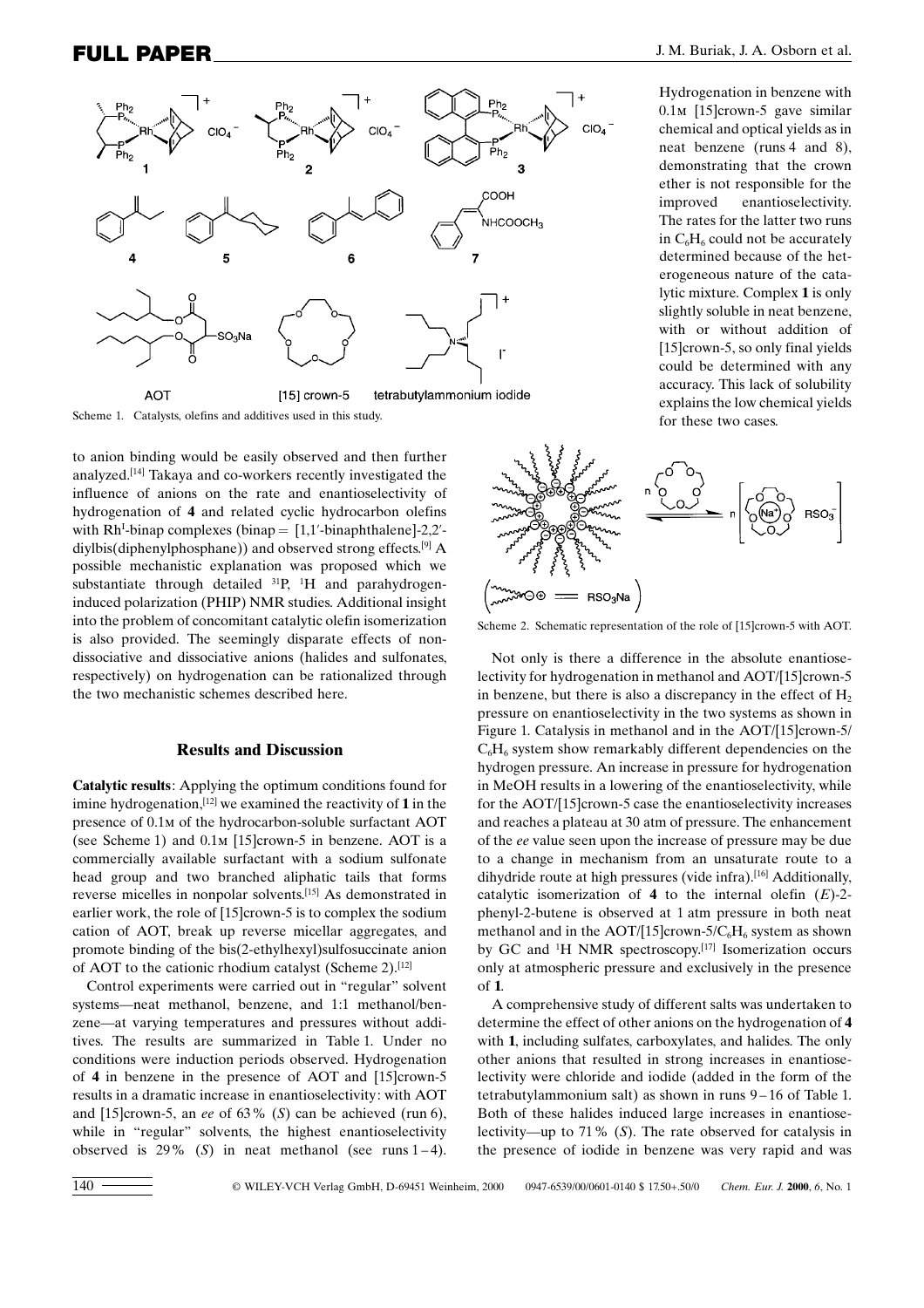Scheme 1. Catalysts, olefins and additives used in this study.

Hydrogenation in benzene with 0.1 M [15]crown-5 gave similar chemical and optical yields as in neat benzene (runs 4 and 8), demonstrating that the crown ether is not responsible for the improved enantioselectivity. The rates for the latter two runs in $C_6H_6$ could not be accurately determined because of the heterogeneous nature of the catalytic mixture. Complex **1** is only slightly soluble in neat benzene, with or without addition of [15]crown-5, so only final yields could be determined with any accuracy. This lack of solubility explains the low chemical yields for these two cases.

to anion binding would be easily observed and then further analyzed.[14] Takaya and co-workers recently investigated the influence of anions on the rate and enantioselectivity of hydrogenation of **4** and related cyclic hydrocarbon olefins with $Rh^I$-binap complexes (binap = [1,1′-binaphthalene]-2,2′-diylbis(diphenylphosphane)) and observed strong effects.[9] A possible mechanistic explanation was proposed which we substantiate through detailed $^{31}P$, $^{1}H$ and parahydrogen-induced polarization (PHIP) NMR studies. Additional insight into the problem of concomitant catalytic olefin isomerization is also provided. The seemingly disparate effects of nondissociative and dissociative anions (halides and sulfonates, respectively) on hydrogenation can be rationalized through the two mechanistic schemes described here.

Scheme 2. Schematic representation of the role of [15]crown-5 with AOT.

## Results and Discussion

**Catalytic results**: Applying the optimum conditions found for imine hydrogenation,[12] we examined the reactivity of **1** in the presence of 0.1 M of the hydrocarbon-soluble surfactant AOT (see Scheme 1) and 0.1 M [15]crown-5 in benzene. AOT is a commercially available surfactant with a sodium sulfonate head group and two branched aliphatic tails that forms reverse micelles in nonpolar solvents.[15] As demonstrated in earlier work, the role of [15]crown-5 is to complex the sodium cation of AOT, break up reverse micellar aggregates, and promote binding of the bis(2-ethylhexyl)sulfosuccinate anion of AOT to the cationic rhodium catalyst (Scheme 2).[12]

Control experiments were carried out in "regular" solvent systems—neat methanol, benzene, and 1:1 methanol/benzene—at varying temperatures and pressures without additives. The results are summarized in Table 1. Under no conditions were induction periods observed. Hydrogenation of **4** in benzene in the presence of AOT and [15]crown-5 results in a dramatic increase in enantioselectivity: with AOT and [15]crown-5, an *ee* of 63% (*S*) can be achieved (run 6), while in "regular" solvents, the highest enantioselectivity observed is 29% (*S*) in neat methanol (see runs 1–4).

Not only is there a difference in the absolute enantioselectivity for hydrogenation in methanol and AOT/[15]crown-5 in benzene, but there is also a discrepancy in the effect of $H_2$ pressure on enantioselectivity in the two systems as shown in Figure 1. Catalysis in methanol and in the AOT/[15]crown-5/$C_6H_6$ system show remarkably different dependencies on the hydrogen pressure. An increase in pressure for hydrogenation in MeOH results in a lowering of the enantioselectivity, while for the AOT/[15]crown-5 case the enantioselectivity increases and reaches a plateau at 30 atm of pressure. The enhancement of the *ee* value seen upon the increase of pressure may be due to a change in mechanism from an unsaturate route to a dihydride route at high pressures (vide infra).[16] Additionally, catalytic isomerization of **4** to the internal olefin (*E*)-2-phenyl-2-butene is observed at 1 atm pressure in both neat methanol and in the AOT/[15]crown-5/$C_6H_6$ system as shown by GC and $^{1}H$ NMR spectroscopy.[17] Isomerization occurs only at atmospheric pressure and exclusively in the presence of **1**.

A comprehensive study of different salts was undertaken to determine the effect of other anions on the hydrogenation of **4** with **1**, including sulfates, carboxylates, and halides. The only other anions that resulted in strong increases in enantioselectivity were chloride and iodide (added in the form of the tetrabutylammonium salt) as shown in runs 9–16 of Table 1. Both of these halides induced large increases in enantioselectivity—up to 71% (*S*). The rate observed for catalysis in the presence of iodide in benzene was very rapid and was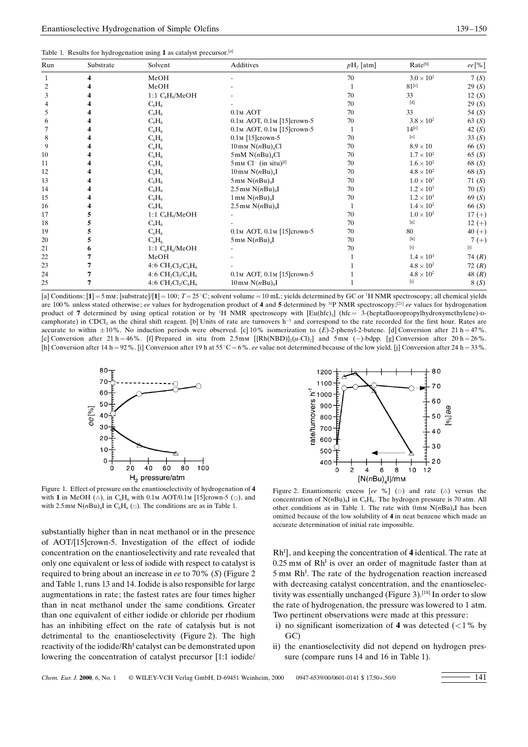Table 1. Results for hydrogenation using **1** as catalyst precursor.[a]

| Run | Substrate | Solvent | Additives | $p$H$_2$ [atm] | Rate[b] | *ee* [%] |
|---|---|---|---|---|---|---|
| 1 | **4** | MeOH | - | 70 | $3.0 \times 10^2$ | 7 (*S*) |
| 2 | **4** | MeOH | - | 1 | 81[c] | 29 (*S*) |
| 3 | **4** | 1:1 $C_6H_6$/MeOH | - | 70 | 33 | 12 (*S*) |
| 4 | **4** | $C_6H_6$ | - | 70 | [d] | 29 (*S*) |
| 5 | **4** | $C_6H_6$ | 0.1 M AOT | 70 | 33 | 54 (*S*) |
| 6 | **4** | $C_6H_6$ | 0.1 M AOT, 0.1 M [15]crown-5 | 70 | $3.8 \times 10^2$ | 63 (*S*) |
| 7 | **4** | $C_6H_6$ | 0.1 M AOT, 0.1 M [15]crown-5 | 1 | 14[c] | 42 (*S*) |
| 8 | **4** | $C_6H_6$ | 0.1 M [15]crown-5 | 70 | [e] | 33 (*S*) |
| 9 | **4** | $C_6H_6$ | 10 mM N($n$Bu)$_4$Cl | 70 | $8.9 \times 10$ | 66 (*S*) |
| 10 | **4** | $C_6H_6$ | 5 mM N($n$Bu)$_4$Cl | 70 | $1.7 \times 10^2$ | 65 (*S*) |
| 11 | **4** | $C_6H_6$ | 5 mM $Cl^-$ (in situ)[f] | 70 | $1.6 \times 10^2$ | 68 (*S*) |
| 12 | **4** | $C_6H_6$ | 10 mM N($n$Bu)$_4$I | 70 | $4.8 \times 10^2$ | 68 (*S*) |
| 13 | **4** | $C_6H_6$ | 5 mM N($n$Bu)$_4$I | 70 | $1.0 \times 10^3$ | 71 (*S*) |
| 14 | **4** | $C_6H_6$ | 2.5 mM N($n$Bu)$_4$I | 70 | $1.2 \times 10^3$ | 70 (*S*) |
| 15 | **4** | $C_6H_6$ | 1 mM N($n$Bu)$_4$I | 70 | $1.2 \times 10^3$ | 69 (*S*) |
| 16 | **4** | $C_6H_6$ | 2.5 mM N($n$Bu)$_4$I | 1 | $1.4 \times 10^2$ | 66 (*S*) |
| 17 | **5** | 1:1 $C_6H_6$/MeOH | - | 70 | $1.0 \times 10^2$ | 17 (+) |
| 18 | **5** | $C_6H_6$ | - | 70 | [g] | 12 (+) |
| 19 | **5** | $C_6H_6$ | 0.1 M AOT, 0.1 M [15]crown-5 | 70 | 80 | 40 (+) |
| 20 | **5** | $C_6H_6$ | 5 mM N($n$Bu)$_4$I | 70 | [h] | 7 (+) |
| 21 | **6** | 1:1 $C_6H_6$/MeOH | - | 70 | [i] | [i] |
| 22 | **7** | MeOH | - | 1 | $1.4 \times 10^3$ | 74 (*R*) |
| 23 | **7** | 4:6 $CH_2Cl_2$/$C_6H_6$ | - | 1 | $4.8 \times 10^2$ | 72 (*R*) |
| 24 | **7** | 4:6 $CH_2Cl_2$/$C_6H_6$ | 0.1 M AOT, 0.1 M [15]crown-5 | 1 | $4.8 \times 10^2$ | 48 (*R*) |
| 25 | **7** | 4:6 $CH_2Cl_2$/$C_6H_6$ | 10 mM N($n$Bu)$_4$I | 1 | [j] | 8 (*S*) |

[a] Conditions: [**1**] = 5 mM; [substrate]/[**1**] = 100; $T = 25\,^{\circ}$C; solvent volume = 10 mL; yields determined by GC or $^1$H NMR spectroscopy; all chemical yields are 100% unless stated otherwise; *ee* values for hydrogenation product of **4** and **5** determined by $^{31}$P NMR spectroscopy;[21] *ee* values for hydrogenation product of **7** determined by using optical rotation or by $^1$H NMR spectroscopy with [Eu(hfc)$_3$] (hfc = 3-(heptafluoropropylhydroxymethylene)-D-camphorate) in $CDCl_3$ as the chiral shift reagent. [b] Units of rate are turnovers h$^{-1}$ and correspond to the rate recorded for the first hour. Rates are accurate to within ±10%. No induction periods were observed. [c] 10% isomerization to (*E*)-2-phenyl-2-butene. [d] Conversion after 21 h = 47%. [e] Conversion after 21 h = 46%. [f] Prepared in situ from 2.5 mM [{Rh(NBD)}$_2$($\mu$-Cl)$_2$] and 5 mM (−)-bdpp. [g] Conversion after 20 h = 26%. [h] Conversion after 14 h = 92%. [i] Conversion after 19 h at 55 °C = 6%. *ee* value not determined because of the low yield. [j] Conversion after 24 h = 33%.

Figure 1. Effect of pressure on the enantioselectivity of hydrogenation of **4** with **1** in MeOH (△), in $C_6H_6$ with 0.1 M AOT/0.1 M [15]crown-5 (○), and with 2.5 mM N($n$Bu)$_4$I in $C_6H_6$ (□). The conditions are as in Table 1.

Figure 2. Enantiomeric excess [*ee* %] (○) and rate (△) versus the concentration of N($n$Bu)$_4$I in $C_6H_6$. The hydrogen pressure is 70 atm. All other conditions as in Table 1. The rate with 0 mM N($n$Bu)$_4$I has been omitted because of the low solubility of **4** in neat benzene which made an accurate determination of initial rate impossible.

substantially higher than in neat methanol or in the presence of AOT/[15]crown-5. Investigation of the effect of iodide concentration on the enantioselectivity and rate revealed that only one equivalent or less of iodide with respect to catalyst is required to bring about an increase in *ee* to 70% (*S*) (Figure 2 and Table 1, runs 13 and 14. Iodide is also responsible for large augmentations in rate; the fastest rates are four times higher than in neat methanol under the same conditions. Greater than one equivalent of either iodide or chloride per rhodium has an inhibiting effect on the rate of catalysis but is not detrimental to the enantioselectivity (Figure 2). The high reactivity of the iodide/Rh$^I$ catalyst can be demonstrated upon lowering the concentration of catalyst precursor [1:1 iodide/Rh$^I$], and keeping the concentration of **4** identical. The rate at 0.25 mM of Rh$^I$ is over an order of magnitude faster than at 5 mM Rh$^I$. The rate of the hydrogenation reaction increased with decreasing catalyst concentration, and the enantioselectivity was essentially unchanged (Figure 3).[18] In order to slow the rate of hydrogenation, the pressure was lowered to 1 atm. Two pertinent observations were made at this pressure:

i) no significant isomerization of **4** was detected (< 1% by GC)
ii) the enantioselectivity did not depend on hydrogen pressure (compare runs 14 and 16 in Table 1).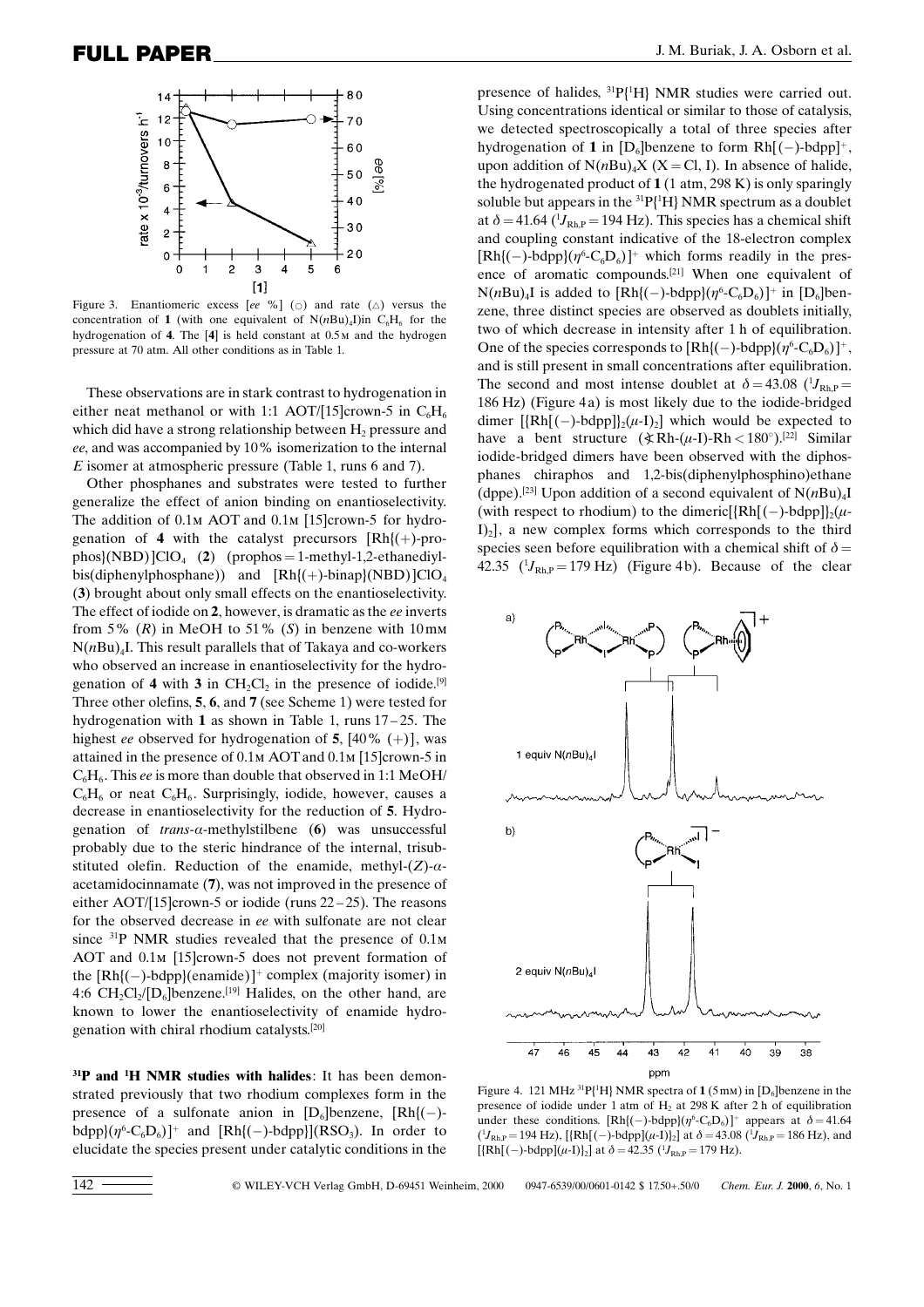Figure 3. Enantiomeric excess [*ee* %] (○) and rate (△) versus the concentration of **1** (with one equivalent of $N(nBu)_4I$) in $C_6H_6$ for the hydrogenation of **4**. The [**4**] is held constant at 0.5 M and the hydrogen pressure at 70 atm. All other conditions as in Table 1.

These observations are in stark contrast to hydrogenation in either neat methanol or with 1:1 AOT/[15]crown-5 in $C_6H_6$ which did have a strong relationship between $H_2$ pressure and *ee*, and was accompanied by 10% isomerization to the internal *E* isomer at atmospheric pressure (Table 1, runs 6 and 7).

Other phosphanes and substrates were tested to further generalize the effect of anion binding on enantioselectivity. The addition of 0.1 M AOT and 0.1 M [15]crown-5 for hydrogenation of **4** with the catalyst precursors $[Rh\{(+)\text{-prophos}\}(NBD)]ClO_4$ (**2**) (prophos = 1-methyl-1,2-ethanediylbis(diphenylphosphane)) and $[Rh\{(+)\text{-binap}\}(NBD)]ClO_4$ (**3**) brought about only small effects on the enantioselectivity. The effect of iodide on **2**, however, is dramatic as the *ee* inverts from 5% (*R*) in MeOH to 51% (*S*) in benzene with 10 mM $N(nBu)_4I$. This result parallels that of Takaya and co-workers who observed an increase in enantioselectivity for the hydrogenation of **4** with **3** in $CH_2Cl_2$ in the presence of iodide.[9] Three other olefins, **5**, **6**, and **7** (see Scheme 1) were tested for hydrogenation with **1** as shown in Table 1, runs 17–25. The highest *ee* observed for hydrogenation of **5**, [40% (+)], was attained in the presence of 0.1 M AOT and 0.1 M [15]crown-5 in $C_6H_6$. This *ee* is more than double that observed in 1:1 MeOH/$C_6H_6$ or neat $C_6H_6$. Surprisingly, iodide, however, causes a decrease in enantioselectivity for the reduction of **5**. Hydrogenation of *trans*-α-methylstilbene (**6**) was unsuccessful probably due to the steric hindrance of the internal, trisubstituted olefin. Reduction of the enamide, methyl-(*Z*)-α-acetamidocinnamate (**7**), was not improved in the presence of either AOT/[15]crown-5 or iodide (runs 22–25). The reasons for the observed decrease in *ee* with sulfonate are not clear since $^{31}P$ NMR studies revealed that the presence of 0.1 M AOT and 0.1 M [15]crown-5 does not prevent formation of the $[Rh\{(-)\text{-bdpp}\}(\text{enamide})]^+$ complex (majority isomer) in 4:6 $CH_2Cl_2$/[$D_6$]benzene.[19] Halides, on the other hand, are known to lower the enantioselectivity of enamide hydrogenation with chiral rhodium catalysts.[20]

**$^{31}P$ and $^1H$ NMR studies with halides**: It has been demonstrated previously that two rhodium complexes form in the presence of a sulfonate anion in [$D_6$]benzene, $[Rh\{(-)\text{-bdpp}\}(\eta^6\text{-}C_6D_6)]^+$ and $[Rh\{(-)\text{-bdpp}\}](RSO_3)$. In order to elucidate the species present under catalytic conditions in the presence of halides, $^{31}P\{^1H\}$ NMR studies were carried out. Using concentrations identical or similar to those of catalysis, we detected spectroscopically a total of three species after hydrogenation of **1** in [$D_6$]benzene to form $Rh[(-)\text{-bdpp}]^+$, upon addition of $N(nBu)_4X$ (X = Cl, I). In absence of halide, the hydrogenated product of **1** (1 atm, 298 K) is only sparingly soluble but appears in the $^{31}P\{^1H\}$ NMR spectrum as a doublet at $\delta = 41.64$ ($^1J_{Rh,P} = 194$ Hz). This species has a chemical shift and coupling constant indicative of the 18-electron complex $[Rh\{(-)\text{-bdpp}\}(\eta^6\text{-}C_6D_6)]^+$ which forms readily in the presence of aromatic compounds.[21] When one equivalent of $N(nBu)_4I$ is added to $[Rh\{(-)\text{-bdpp}\}(\eta^6\text{-}C_6D_6)]^+$ in [$D_6$]benzene, three distinct species are observed as doublets initially, two of which decrease in intensity after 1 h of equilibration. One of the species corresponds to $[Rh\{(-)\text{-bdpp}\}(\eta^6\text{-}C_6D_6)]^+$, and is still present in small concentrations after equilibration. The second and most intense doublet at $\delta = 43.08$ ($^1J_{Rh,P} = 186$ Hz) (Figure 4a) is most likely due to the iodide-bridged dimer $[\{Rh[(-)\text{-bdpp}]\}_2(\mu\text{-I})_2]$ which would be expected to have a bent structure (∢Rh-(μ-I)-Rh < 180°).[22] Similar iodide-bridged dimers have been observed with the diphosphanes chiraphos and 1,2-bis(diphenylphosphino)ethane (dppe).[23] Upon addition of a second equivalent of $N(nBu)_4I$ (with respect to rhodium) to the dimeric $[\{Rh[(-)\text{-bdpp}]\}_2(\mu\text{-I})_2]$, a new complex forms which corresponds to the third species seen before equilibration with a chemical shift of $\delta = 42.35$ ($^1J_{Rh,P} = 179$ Hz) (Figure 4b). Because of the clear

Figure 4. 121 MHz $^{31}P\{^1H\}$ NMR spectra of **1** (5 mM) in [$D_6$]benzene in the presence of iodide under 1 atm of $H_2$ at 298 K after 2 h of equilibration under these conditions. $[Rh\{(-)\text{-bdpp}\}(\eta^6\text{-}C_6D_6)]^+$ appears at $\delta = 41.64$ ($^1J_{Rh,P} = 194$ Hz), $[\{Rh[(-)\text{-bdpp}](\mu\text{-I})\}_2]$ at $\delta = 43.08$ ($^1J_{Rh,P} = 186$ Hz), and $[\{Rh[(-)\text{-bdpp}](\mu\text{-I})\}_2]$ at $\delta = 42.35$ ($^1J_{Rh,P} = 179$ Hz).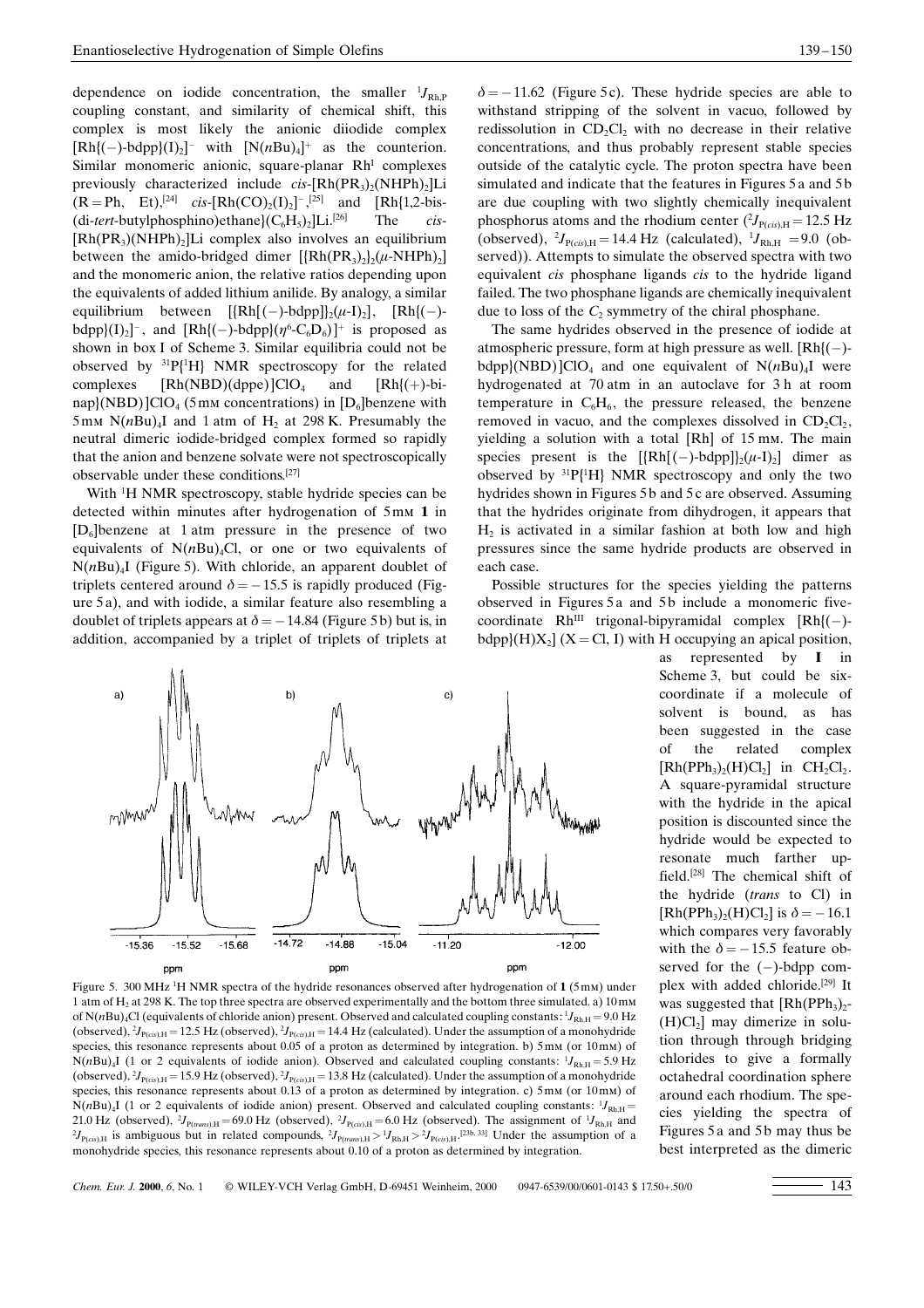dependence on iodide concentration, the smaller $^1J_{Rh,P}$ coupling constant, and similarity of chemical shift, this complex is most likely the anionic diiodide complex $[Rh\{(-)\text{-bdpp}\}(I)_2]^-$ with $[N(nBu)_4]^+$ as the counterion. Similar monomeric anionic, square-planar $Rh^I$ complexes previously characterized include *cis*-$[Rh(PR_3)_2(NHPh)_2]Li$ (R = Ph, Et),[24] *cis*-$[Rh(CO)_2(I)_2]^-$,[25] and [Rh{1,2-bis-(di-*tert*-butylphosphino)ethane}$(C_6H_5)_2$]Li.[26] The *cis*-$[Rh(PR_3)(NHPh)_2]Li$ complex also involves an equilibrium between the amido-bridged dimer $[\{Rh(PR_3)_2\}_2(\mu\text{-NHPh})_2]$ and the monomeric anion, the relative ratios depending upon the equivalents of added lithium anilide. By analogy, a similar equilibrium between $[\{Rh[(-)\text{-bdpp}]\}_2(\mu\text{-I})_2]$, $[Rh\{(-)\text{-bdpp}\}(I)_2]^-$, and $[Rh\{(-)\text{-bdpp}\}(\eta^6\text{-}C_6D_6)]^+$ is proposed as shown in box I of Scheme 3. Similar equilibria could not be observed by $^{31}P\{^1H\}$ NMR spectroscopy for the related complexes $[Rh(NBD)(dppe)]ClO_4$ and $[Rh\{(+)\text{-binap}\}(NBD)]ClO_4$ (5 mM concentrations) in $[D_6]$benzene with 5 mM $N(nBu)_4I$ and 1 atm of $H_2$ at 298 K. Presumably the neutral dimeric iodide-bridged complex formed so rapidly that the anion and benzene solvate were not spectroscopically observable under these conditions.[27]

With $^1H$ NMR spectroscopy, stable hydride species can be detected within minutes after hydrogenation of 5 mM **1** in $[D_6]$benzene at 1 atm pressure in the presence of two equivalents of $N(nBu)_4Cl$, or one or two equivalents of $N(nBu)_4I$ (Figure 5). With chloride, an apparent doublet of triplets centered around $\delta = -15.5$ is rapidly produced (Figure 5a), and with iodide, a similar feature also resembling a doublet of triplets appears at $\delta = -14.84$ (Figure 5b) but is, in addition, accompanied by a triplet of triplets of triplets at $\delta = -11.62$ (Figure 5c). These hydride species are able to withstand stripping of the solvent in vacuo, followed by redissolution in $CD_2Cl_2$ with no decrease in their relative concentrations, and thus probably represent stable species outside of the catalytic cycle. The proton spectra have been simulated and indicate that the features in Figures 5a and 5b are due coupling with two slightly chemically inequivalent phosphorus atoms and the rhodium center ($^2J_{P(cis),H} = 12.5$ Hz (observed), $^2J_{P(cis),H} = 14.4$ Hz (calculated), $^1J_{Rh,H} = 9.0$ (observed)). Attempts to simulate the observed spectra with two equivalent *cis* phosphane ligands *cis* to the hydride ligand failed. The two phosphane ligands are chemically inequivalent due to loss of the $C_2$ symmetry of the chiral phosphane.

The same hydrides observed in the presence of iodide at atmospheric pressure, form at high pressure as well. $[Rh\{(-)\text{-bdpp}\}(NBD)]ClO_4$ and one equivalent of $N(nBu)_4I$ were hydrogenated at 70 atm in an autoclave for 3 h at room temperature in $C_6H_6$, the pressure released, the benzene removed in vacuo, and the complexes dissolved in $CD_2Cl_2$, yielding a solution with a total [Rh] of 15 mM. The main species present is the $[\{Rh[(-)\text{-bdpp}]\}_2(\mu\text{-I}_2)]$ dimer as observed by $^{31}P\{^1H\}$ NMR spectroscopy and only the two hydrides shown in Figures 5b and 5c are observed. Assuming that the hydrides originate from dihydrogen, it appears that $H_2$ is activated in a similar fashion at both low and high pressures since the same hydride products are observed in each case.

Possible structures for the species yielding the patterns observed in Figures 5a and 5b include a monomeric five-coordinate $Rh^{III}$ trigonal-bipyramidal complex $[Rh\{(-)\text{-bdpp}\}(H)X_2]$ (X = Cl, I) with H occupying an apical position, as represented by **I** in Scheme 3, but could be six-coordinate if a molecule of solvent is bound, as has been suggested in the case of the related complex $[Rh(PPh_3)_2(H)Cl_2]$ in $CH_2Cl_2$. A square-pyramidal structure with the hydride in the apical position is discounted since the hydride would be expected to resonate much farther upfield.[28] The chemical shift of the hydride (*trans* to Cl) in $[Rh(PPh_3)_2(H)Cl_2]$ is $\delta = -16.1$ which compares very favorably with the $\delta = -15.5$ feature observed for the (−)-bdpp complex with added chloride.[29] It was suggested that $[Rh(PPh_3)_2(H)Cl_2]$ may dimerize in solution through through bridging chlorides to give a formally octahedral coordination sphere around each rhodium. The species yielding the spectra of Figures 5a and 5b may thus be best interpreted as the dimeric

Figure 5. 300 MHz $^1H$ NMR spectra of the hydride resonances observed after hydrogenation of **1** (5 mM) under 1 atm of $H_2$ at 298 K. The top three spectra are observed experimentally and the bottom three simulated. a) 10 mM of $N(nBu)_4Cl$ (equivalents of chloride anion) present. Observed and calculated coupling constants: $^1J_{Rh,H} = 9.0$ Hz (observed), $^2J_{P(cis),H} = 12.5$ Hz (observed), $^2J_{P(cis),H} = 14.4$ Hz (calculated). Under the assumption of a monohydride species, this resonance represents about 0.05 of a proton as determined by integration. b) 5 mM (or 10 mM) of $N(nBu)_4I$ (1 or 2 equivalents of iodide anion). Observed and calculated coupling constants: $^1J_{Rh,H} = 5.9$ Hz (observed), $^2J_{P(cis),H} = 15.9$ Hz (observed), $^2J_{P(cis),H} = 13.8$ Hz (calculated). Under the assumption of a monohydride species, this resonance represents about 0.13 of a proton as determined by integration. c) 5 mM (or 10 mM) of $N(nBu)_4I$ (1 or 2 equivalents of iodide anion) present. Observed and calculated coupling constants: $^1J_{Rh,H} = 21.0$ Hz (observed), $^2J_{P(trans),H} = 69.0$ Hz (observed), $^2J_{P(cis),H} = 6.0$ Hz (observed). The assignment of $^1J_{Rh,H}$ and $^2J_{P(cis),H}$ is ambiguous but in related compounds, $^2J_{P(trans),H} > {}^1J_{Rh,H} > {}^2J_{P(cis),H}$.[23b, 33] Under the assumption of a monohydride species, this resonance represents about 0.10 of a proton as determined by integration.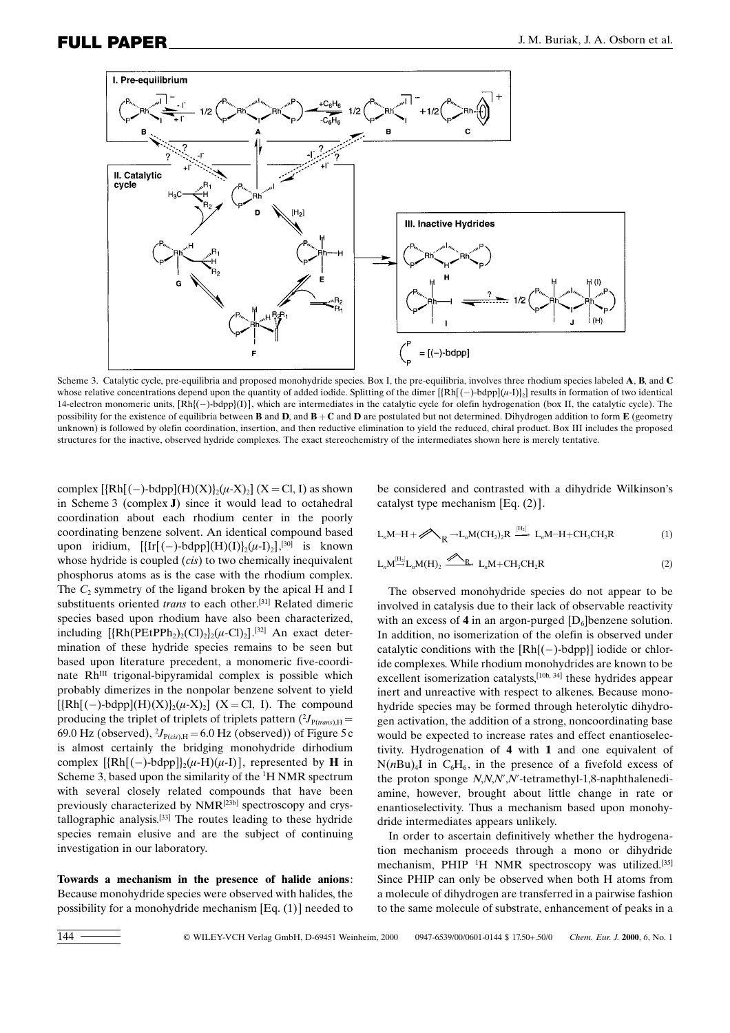Scheme 3. Catalytic cycle, pre-equilibria and proposed monohydride species. Box I, the pre-equilibria, involves three rhodium species labeled **A**, **B**, and **C** whose relative concentrations depend upon the quantity of added iodide. Splitting of the dimer [{Rh[(−)-bdpp](μ-I)}$_2$] results in formation of two identical 14-electron monomeric units, [Rh{(−)-bdpp}(I)], which are intermediates in the catalytic cycle for olefin hydrogenation (box II, the catalytic cycle). The possibility for the existence of equilibria between **B** and **D**, and **B** + **C** and **D** are postulated but not determined. Dihydrogen addition to form **E** (geometry unknown) is followed by olefin coordination, insertion, and then reductive elimination to yield the reduced, chiral product. Box III includes the proposed structures for the inactive, observed hydride complexes. The exact stereochemistry of the intermediates shown here is merely tentative.

complex [{Rh[(−)-bdpp](H)(X)}$_2$(μ-X)$_2$] (X = Cl, I) as shown in Scheme 3 (complex **J**) since it would lead to octahedral coordination about each rhodium center in the poorly coordinating benzene solvent. An identical compound based upon iridium, [{Ir[(−)-bdpp](H)(I)}$_2$(μ-I)$_2$],[30] is known whose hydride is coupled (*cis*) to two chemically inequivalent phosphorus atoms as is the case with the rhodium complex. The $C_2$ symmetry of the ligand broken by the apical H and I substituents oriented *trans* to each other.[31] Related dimeric species based upon rhodium have also been characterized, including [{Rh(PEtPPh$_2$)$_2$(Cl)$_2$}$_2$(μ-Cl)$_2$].[32] An exact determination of these hydride species remains to be seen but based upon literature precedent, a monomeric five-coordinate Rh$^{III}$ trigonal-bipyramidal complex is possible which probably dimerizes in the nonpolar benzene solvent to yield [{Rh[(−)-bdpp](H)(X)}$_2$(μ-X)$_2$] (X = Cl, I). The compound producing the triplet of triplets of triplets pattern ($^2J_{P(trans),H}$ = 69.0 Hz (observed), $^2J_{P(cis),H}$ = 6.0 Hz (observed)) of Figure 5c is almost certainly the bridging monohydride dirhodium complex [{Rh[(−)-bdpp]}$_2$(μ-H)(μ-I)], represented by **H** in Scheme 3, based upon the similarity of the $^1$H NMR spectrum with several closely related compounds that have been previously characterized by NMR[23b] spectroscopy and crystallographic analysis.[33] The routes leading to these hydride species remain elusive and are the subject of continuing investigation in our laboratory.

**Towards a mechanism in the presence of halide anions**: Because monohydride species were observed with halides, the possibility for a monohydride mechanism [Eq. (1)] needed to be considered and contrasted with a dihydride Wilkinson's catalyst type mechanism [Eq. (2)].

$$L_nM{-}H + CH_2{=}CHR \rightarrow L_nM(CH_2)_2R \xrightarrow{[H_2]} L_nM{-}H + CH_3CH_2R \quad (1)$$

$$L_nM \xrightarrow{[H_2]} L_nM(H)_2 \xrightarrow{CH_2=CHR} L_nM + CH_3CH_2R \quad (2)$$

The observed monohydride species do not appear to be involved in catalysis due to their lack of observable reactivity with an excess of **4** in an argon-purged [D$_6$]benzene solution. In addition, no isomerization of the olefin is observed under catalytic conditions with the [Rh{(−)-bdpp}] iodide or chloride complexes. While rhodium monohydrides are known to be excellent isomerization catalysts,[10b, 34] these hydrides appear inert and unreactive with respect to alkenes. Because monohydride species may be formed through heterolytic dihydrogen activation, the addition of a strong, noncoordinating base would be expected to increase rates and effect enantioselectivity. Hydrogenation of **4** with **1** and one equivalent of N($n$Bu)$_4$I in C$_6$H$_6$, in the presence of a fivefold excess of the proton sponge *N*,*N*,*N'*,*N'*-tetramethyl-1,8-naphthalenediamine, however, brought about little change in rate or enantioselectivity. Thus a mechanism based upon monohydride intermediates appears unlikely.

In order to ascertain definitively whether the hydrogenation mechanism proceeds through a mono or dihydride mechanism, PHIP $^1$H NMR spectroscopy was utilized.[35] Since PHIP can only be observed when both H atoms from a molecule of dihydrogen are transferred in a pairwise fashion to the same molecule of substrate, enhancement of peaks in a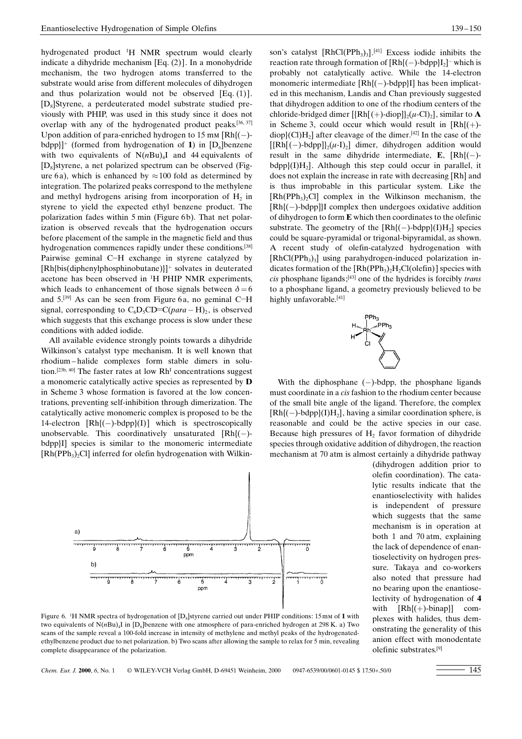hydrogenated product $^1$H NMR spectrum would clearly indicate a dihydride mechanism [Eq. (2)]. In a monohydride mechanism, the two hydrogen atoms transferred to the substrate would arise from different molecules of dihydrogen and thus polarization would not be observed [Eq. (1)]. [D$_8$]Styrene, a perdeuterated model substrate studied previously with PHIP, was used in this study since it does not overlap with any of the hydrogenated product peaks.[36, 37] Upon addition of para-enriched hydrogen to 15 mM [Rh{(−)-bdpp}]$^+$ (formed from hydrogenation of **1**) in [D$_6$]benzene with two equivalents of N($n$Bu)$_4$I and 44 equivalents of [D$_8$]styrene, a net polarized spectrum can be observed (Figure 6a), which is enhanced by ≈100 fold as determined by integration. The polarized peaks correspond to the methylene and methyl hydrogens arising from incorporation of $H_2$ in styrene to yield the expected ethyl benzene product. The polarization fades within 5 min (Figure 6b). That net polarization is observed reveals that the hydrogenation occurs before placement of the sample in the magnetic field and thus hydrogenation commences rapidly under these conditions.[38] Pairwise geminal C−H exchange in styrene catalyzed by [Rh{bis(diphenylphosphinobutane)}]$^+$ solvates in deuterated acetone has been observed in $^1$H PHIP NMR experiments, which leads to enhancement of those signals between $\delta = 6$ and 5.[39] As can be seen from Figure 6a, no geminal C−H signal, corresponding to $C_6D_5CD{=}C(para-H)_2$, is observed which suggests that this exchange process is slow under these conditions with added iodide.

All available evidence strongly points towards a dihydride Wilkinson's catalyst type mechanism. It is well known that rhodium–halide complexes form stable dimers in solution.[23b, 40] The faster rates at low Rh$^I$ concentrations suggest a monomeric catalytically active species as represented by **D** in Scheme 3 whose formation is favored at the low concentrations, preventing self-inhibition through dimerization. The catalytically active monomeric complex is proposed to be the 14-electron [Rh{(−)-bdpp}(I)] which is spectroscopically unobservable. This coordinatively unsaturated [Rh{(−)-bdpp}I] species is similar to the monomeric intermediate [Rh(PPh$_3$)$_2$Cl] inferred for olefin hydrogenation with Wilkinson's catalyst [RhCl(PPh$_3$)$_3$].[41] Excess iodide inhibits the reaction rate through formation of [Rh{(−)-bdpp}I$_2$]$^-$ which is probably not catalytically active. While the 14-electron monomeric intermediate [Rh{(−)-bdpp}I] has been implicated in this mechanism, Landis and Chan previously suggested that dihydrogen addition to one of the rhodium centers of the chloride-bridged dimer [{Rh[(+)-diop]}$_2$($\mu$-Cl)$_2$], similar to **A** in Scheme 3, could occur which would result in [Rh{(+)-diop}(Cl)H$_2$] after cleavage of the dimer.[42] In the case of the [{Rh[(−)-bdpp]}$_2$($\mu$-I)$_2$] dimer, dihydrogen addition would result in the same dihydride intermediate, **E**, [Rh{(−)-bdpp}(I)H$_2$]. Although this step could occur in parallel, it does not explain the increase in rate with decreasing [Rh] and is thus improbable in this particular system. Like the [Rh(PPh$_3$)$_2$Cl] complex in the Wilkinson mechanism, the [Rh{(−)-bdpp}]I complex then undergoes oxidative addition of dihydrogen to form **E** which then coordinates to the olefinic substrate. The geometry of the [Rh{(−)-bdpp}(I)H$_2$] species could be square-pyramidal or trigonal-bipyramidal, as shown. A recent study of olefin-catalyzed hydrogenation with [RhCl(PPh$_3$)$_3$] using parahydrogen-induced polarization indicates formation of the [Rh(PPh$_3$)$_2$H$_2$Cl(olefin)] species with *cis* phosphane ligands;[43] one of the hydrides is forcibly *trans* to a phosphane ligand, a geometry previously believed to be highly unfavorable.[41]

With the diphosphane (−)-bdpp, the phosphane ligands must coordinate in a *cis* fashion to the rhodium center because of the small bite angle of the ligand. Therefore, the complex [Rh{(−)-bdpp}(I)H$_2$], having a similar coordination sphere, is reasonable and could be the active species in our case. Because high pressures of $H_2$ favor formation of dihydride species through oxidative addition of dihydrogen, the reaction mechanism at 70 atm is almost certainly a dihydride pathway (dihydrogen addition prior to olefin coordination). The catalytic results indicate that the enantioselectivity with halides is independent of pressure which suggests that the same mechanism is in operation at both 1 and 70 atm, explaining the lack of dependence of enantioselectivity on hydrogen pressure. Takaya and co-workers also noted that pressure had no bearing upon the enantioselectivity of hydrogenation of **4** with [Rh{(+)-binap}] complexes with halides, thus demonstrating the generality of this anion effect with monodentate olefinic substrates.[9]

Figure 6. $^1$H NMR spectra of hydrogenation of [D$_8$]styrene carried out under PHIP conditions: 15 mM of **1** with two equivalents of N($n$Bu)$_4$I in [D$_6$]benzene with one atmosphere of para-enriched hydrogen at 298 K. a) Two scans of the sample reveal a 100-fold increase in intensity of methylene and methyl peaks of the hydrogenated-ethylbenzene product due to net polarization. b) Two scans after allowing the sample to relax for 5 min, revealing complete disappearance of the polarization.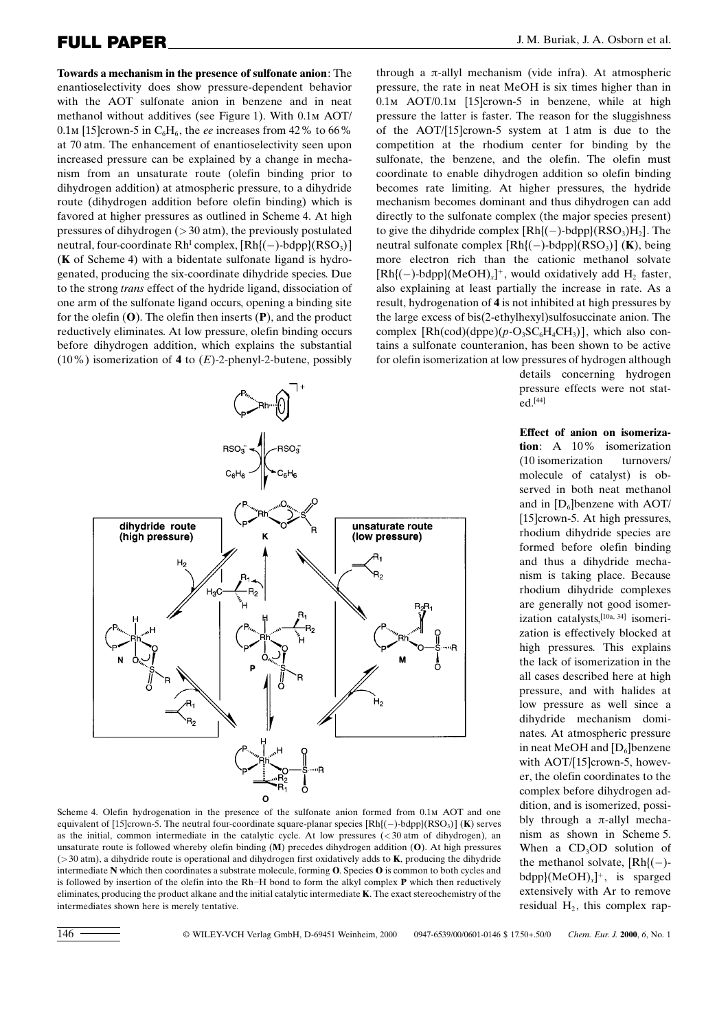**Towards a mechanism in the presence of sulfonate anion**: The enantioselectivity does show pressure-dependent behavior with the AOT sulfonate anion in benzene and in neat methanol without additives (see Figure 1). With 0.1 M AOT/ 0.1 M [15]crown-5 in $C_6H_6$, the *ee* increases from 42% to 66% at 70 atm. The enhancement of enantioselectivity seen upon increased pressure can be explained by a change in mechanism from an unsaturate route (olefin binding prior to dihydrogen addition) at atmospheric pressure, to a dihydride route (dihydrogen addition before olefin binding) which is favored at higher pressures as outlined in Scheme 4. At high pressures of dihydrogen (> 30 atm), the previously postulated neutral, four-coordinate $Rh^I$ complex, $[Rh\{(-)\text{-bdpp}\}(RSO_3)]$ (**K** of Scheme 4) with a bidentate sulfonate ligand is hydrogenated, producing the six-coordinate dihydride species. Due to the strong *trans* effect of the hydride ligand, dissociation of one arm of the sulfonate ligand occurs, opening a binding site for the olefin (**O**). The olefin then inserts (**P**), and the product reductively eliminates. At low pressure, olefin binding occurs before dihydrogen addition, which explains the substantial (10%) isomerization of **4** to (*E*)-2-phenyl-2-butene, possibly through a π-allyl mechanism (vide infra). At atmospheric pressure, the rate in neat MeOH is six times higher than in 0.1 M AOT/0.1 M [15]crown-5 in benzene, while at high pressure the latter is faster. The reason for the sluggishness of the AOT/[15]crown-5 system at 1 atm is due to the competition at the rhodium center for binding by the sulfonate, the benzene, and the olefin. The olefin must coordinate to enable dihydrogen addition so olefin binding becomes rate limiting. At higher pressures, the hydride mechanism becomes dominant and thus dihydrogen can add directly to the sulfonate complex (the major species present) to give the dihydride complex $[Rh\{(-)\text{-bdpp}\}(RSO_3)H_2]$. The neutral sulfonate complex $[Rh\{(-)\text{-bdpp}\}(RSO_3)]$ (**K**), being more electron rich than the cationic methanol solvate $[Rh\{(-)\text{-bdpp}\}(MeOH)_x]^+$, would oxidatively add $H_2$ faster, also explaining at least partially the increase in rate. As a result, hydrogenation of **4** is not inhibited at high pressures by the large excess of bis(2-ethylhexyl)sulfosuccinate anion. The complex $[Rh(cod)(dppe)(p\text{-}O_3SC_6H_4CH_3)]$, which also contains a sulfonate counteranion, has been shown to be active for olefin isomerization at low pressures of hydrogen although details concerning hydrogen pressure effects were not stated.[44]

Scheme 4. Olefin hydrogenation in the presence of the sulfonate anion formed from 0.1 M AOT and one equivalent of [15]crown-5. The neutral four-coordinate square-planar species $[Rh\{(-)\text{-bdpp}\}(RSO_3)]$ (**K**) serves as the initial, common intermediate in the catalytic cycle. At low pressures (< 30 atm of dihydrogen), an unsaturate route is followed whereby olefin binding (**M**) precedes dihydrogen addition (**O**). At high pressures (> 30 atm), a dihydride route is operational and dihydrogen first oxidatively adds to **K**, producing the dihydride intermediate **N** which then coordinates a substrate molecule, forming **O**. Species **O** is common to both cycles and is followed by insertion of the olefin into the Rh–H bond to form the alkyl complex **P** which then reductively eliminates, producing the product alkane and the initial catalytic intermediate **K**. The exact stereochemistry of the intermediates shown here is merely tentative.

**Effect of anion on isomerization**: A 10% isomerization (10 isomerization turnovers/ molecule of catalyst) is observed in both neat methanol and in $[D_6]$benzene with AOT/ [15]crown-5. At high pressures, rhodium dihydride species are formed before olefin binding and thus a dihydride mechanism is taking place. Because rhodium dihydride complexes are generally not good isomerization catalysts,[10a, 34] isomerization is effectively blocked at high pressures. This explains the lack of isomerization in the all cases described here at high pressure, and with halides at low pressure as well since a dihydride mechanism dominates. At atmospheric pressure in neat MeOH and $[D_6]$benzene with AOT/[15]crown-5, however, the olefin coordinates to the complex before dihydrogen addition, and is isomerized, possibly through a π-allyl mechanism as shown in Scheme 5. When a $CD_3OD$ solution of the methanol solvate, $[Rh\{(-)\text{-bdpp}\}(MeOH)_x]^+$, is sparged extensively with Ar to remove residual $H_2$, this complex rap-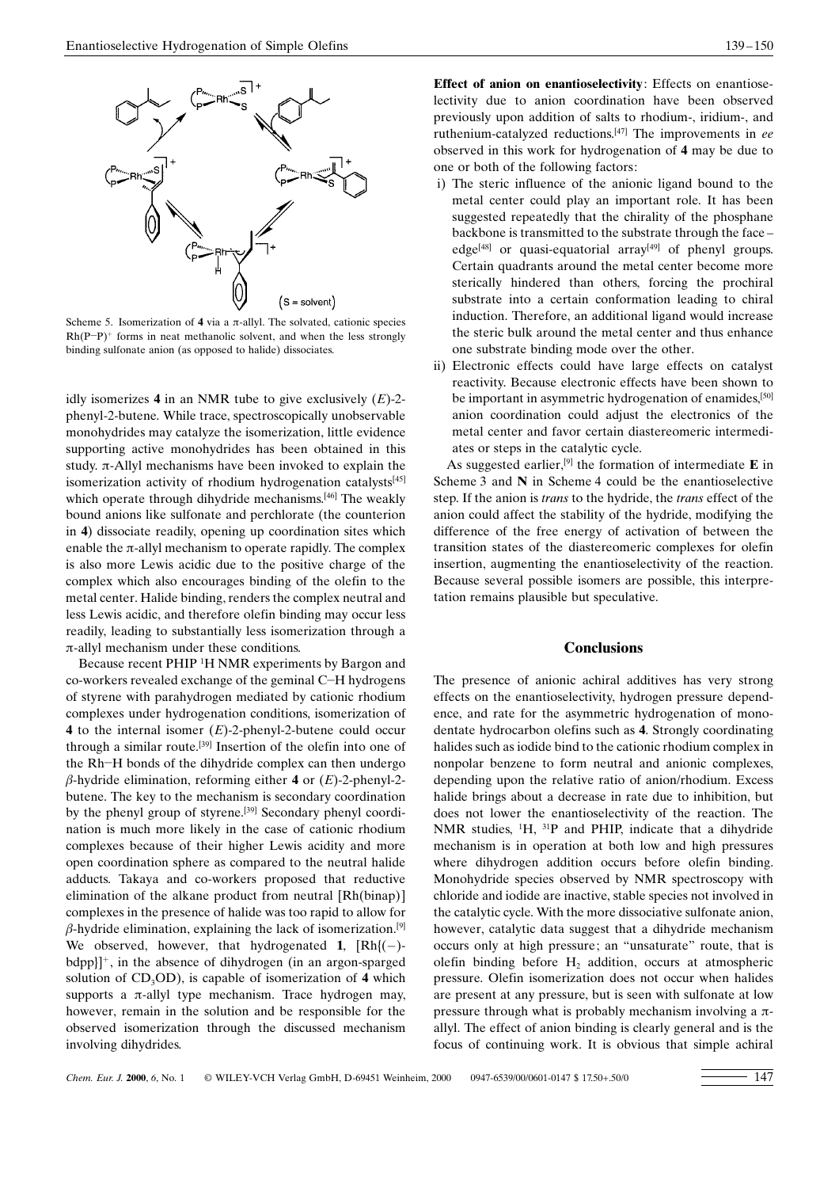Scheme 5. Isomerization of **4** via a π-allyl. The solvated, cationic species $Rh(P-P)^+$ forms in neat methanolic solvent, and when the less strongly binding sulfonate anion (as opposed to halide) dissociates.

idly isomerizes **4** in an NMR tube to give exclusively (*E*)-2-phenyl-2-butene. While trace, spectroscopically unobservable monohydrides may catalyze the isomerization, little evidence supporting active monohydrides has been obtained in this study. π-Allyl mechanisms have been invoked to explain the isomerization activity of rhodium hydrogenation catalysts[45] which operate through dihydride mechanisms.[46] The weakly bound anions like sulfonate and perchlorate (the counterion in **4**) dissociate readily, opening up coordination sites which enable the π-allyl mechanism to operate rapidly. The complex is also more Lewis acidic due to the positive charge of the complex which also encourages binding of the olefin to the metal center. Halide binding, renders the complex neutral and less Lewis acidic, and therefore olefin binding may occur less readily, leading to substantially less isomerization through a π-allyl mechanism under these conditions.

Because recent PHIP $^1$H NMR experiments by Bargon and co-workers revealed exchange of the geminal C–H hydrogens of styrene with parahydrogen mediated by cationic rhodium complexes under hydrogenation conditions, isomerization of **4** to the internal isomer (*E*)-2-phenyl-2-butene could occur through a similar route.[39] Insertion of the olefin into one of the Rh–H bonds of the dihydride complex can then undergo β-hydride elimination, reforming either **4** or (*E*)-2-phenyl-2-butene. The key to the mechanism is secondary coordination by the phenyl group of styrene.[39] Secondary phenyl coordination is much more likely in the case of cationic rhodium complexes because of their higher Lewis acidity and more open coordination sphere as compared to the neutral halide adducts. Takaya and co-workers proposed that reductive elimination of the alkane product from neutral [Rh(binap)] complexes in the presence of halide was too rapid to allow for β-hydride elimination, explaining the lack of isomerization.[9] We observed, however, that hydrogenated **1**, $[Rh\{(-)\text{-bdpp}\}]^+$, in the absence of dihydrogen (in an argon-sparged solution of $CD_3OD$), is capable of isomerization of **4** which supports a π-allyl type mechanism. Trace hydrogen may, however, remain in the solution and be responsible for the observed isomerization through the discussed mechanism involving dihydrides.

**Effect of anion on enantioselectivity**: Effects on enantioselectivity due to anion coordination have been observed previously upon addition of salts to rhodium-, iridium-, and ruthenium-catalyzed reductions.[47] The improvements in *ee* observed in this work for hydrogenation of **4** may be due to one or both of the following factors:

i) The steric influence of the anionic ligand bound to the metal center could play an important role. It has been suggested repeatedly that the chirality of the phosphane backbone is transmitted to the substrate through the face–edge[48] or quasi-equatorial array[49] of phenyl groups. Certain quadrants around the metal center become more sterically hindered than others, forcing the prochiral substrate into a certain conformation leading to chiral induction. Therefore, an additional ligand would increase the steric bulk around the metal center and thus enhance one substrate binding mode over the other.

ii) Electronic effects could have large effects on catalyst reactivity. Because electronic effects have been shown to be important in asymmetric hydrogenation of enamides,[50] anion coordination could adjust the electronics of the metal center and favor certain diastereomeric intermediates or steps in the catalytic cycle.

As suggested earlier,[9] the formation of intermediate **E** in Scheme 3 and **N** in Scheme 4 could be the enantioselective step. If the anion is *trans* to the hydride, the *trans* effect of the anion could affect the stability of the hydride, modifying the difference of the free energy of activation of between the transition states of the diastereomeric complexes for olefin insertion, augmenting the enantioselectivity of the reaction. Because several possible isomers are possible, this interpretation remains plausible but speculative.

## Conclusions

The presence of anionic achiral additives has very strong effects on the enantioselectivity, hydrogen pressure dependence, and rate for the asymmetric hydrogenation of monodentate hydrocarbon olefins such as **4**. Strongly coordinating halides such as iodide bind to the cationic rhodium complex in nonpolar benzene to form neutral and anionic complexes, depending upon the relative ratio of anion/rhodium. Excess halide brings about a decrease in rate due to inhibition, but does not lower the enantioselectivity of the reaction. The NMR studies, $^1$H, $^{31}$P and PHIP, indicate that a dihydride mechanism is in operation at both low and high pressures where dihydrogen addition occurs before olefin binding. Monohydride species observed by NMR spectroscopy with chloride and iodide are inactive, stable species not involved in the catalytic cycle. With the more dissociative sulfonate anion, however, catalytic data suggest that a dihydride mechanism occurs only at high pressure; an "unsaturate" route, that is olefin binding before $H_2$ addition, occurs at atmospheric pressure. Olefin isomerization does not occur when halides are present at any pressure, but is seen with sulfonate at low pressure through what is probably mechanism involving a π-allyl. The effect of anion binding is clearly general and is the focus of continuing work. It is obvious that simple achiral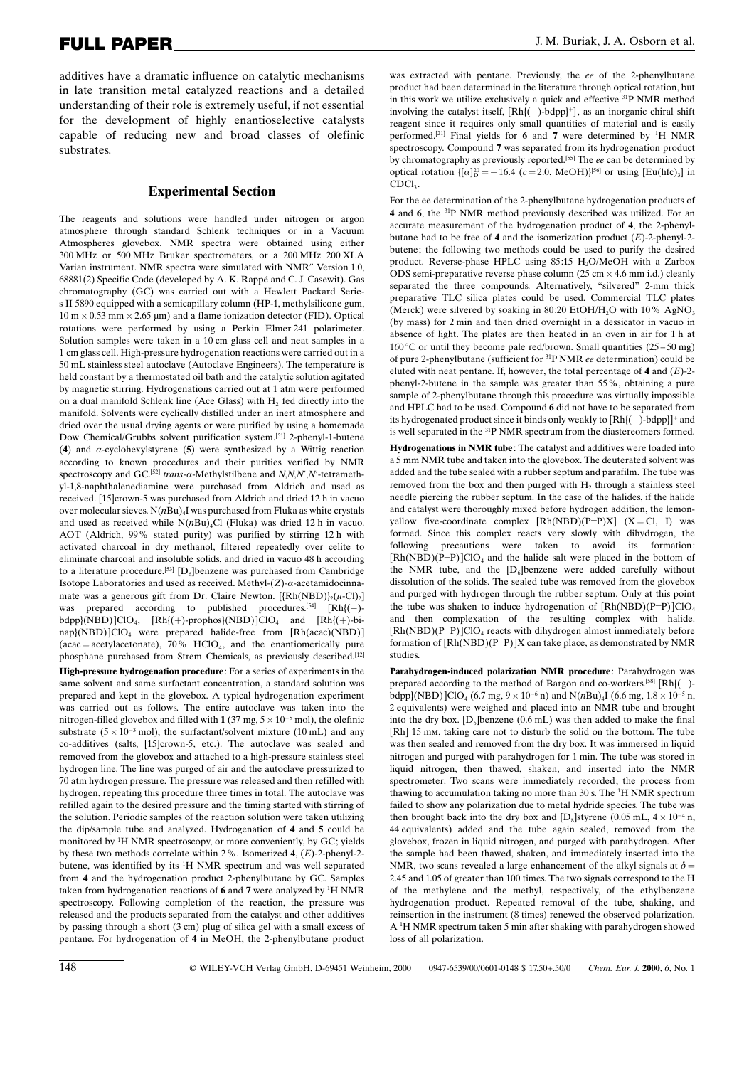additives have a dramatic influence on catalytic mechanisms in late transition metal catalyzed reactions and a detailed understanding of their role is extremely useful, if not essential for the development of highly enantioselective catalysts capable of reducing new and broad classes of olefinic substrates.

## Experimental Section

The reagents and solutions were handled under nitrogen or argon atmosphere through standard Schlenk techniques or in a Vacuum Atmospheres glovebox. NMR spectra were obtained using either 300 MHz or 500 MHz Bruker spectrometers, or a 200 MHz 200 XLA Varian instrument. NMR spectra were simulated with NMR″ Version 1.0, 68881(2) Specific Code (developed by A. K. Rappé and C. J. Casewit). Gas chromatography (GC) was carried out with a Hewlett Packard Series II 5890 equipped with a semicapillary column (HP-1, methylsilicone gum, 10 m × 0.53 mm × 2.65 μm) and a flame ionization detector (FID). Optical rotations were performed by using a Perkin Elmer 241 polarimeter. Solution samples were taken in a 10 cm glass cell and neat samples in a 1 cm glass cell. High-pressure hydrogenation reactions were carried out in a 50 mL stainless steel autoclave (Autoclave Engineers). The temperature is held constant by a thermostated oil bath and the catalytic solution agitated by magnetic stirring. Hydrogenations carried out at 1 atm were performed on a dual manifold Schlenk line (Ace Glass) with $H_2$ fed directly into the manifold. Solvents were cyclically distilled under an inert atmosphere and dried over the usual drying agents or were purified by using a homemade Dow Chemical/Grubbs solvent purification system.[51] 2-phenyl-1-butene (**4**) and α-cyclohexylstyrene (**5**) were synthesized by a Wittig reaction according to known procedures and their purities verified by NMR spectroscopy and GC.[52] *trans*-α-Methylstilbene and *N,N,N′,N′*-tetramethyl-1,8-naphthalenediamine were purchased from Aldrich and used as received. [15]crown-5 was purchased from Aldrich and dried 12 h in vacuo over molecular sieves. $N(nBu)_4I$ was purchased from Fluka as white crystals and used as received while $N(nBu)_4Cl$ (Fluka) was dried 12 h in vacuo. AOT (Aldrich, 99% stated purity) was purified by stirring 12 h with activated charcoal in dry methanol, filtered repeatedly over celite to eliminate charcoal and insoluble solids, and dried in vacuo 48 h according to a literature procedure.[53] [$D_6$]benzene was purchased from Cambridge Isotope Laboratories and used as received. Methyl-(*Z*)-α-acetamidocinnamate was a generous gift from Dr. Claire Newton. $[\{Rh(NBD)\}_2(\mu\text{-}Cl)_2]$ was prepared according to published procedures.[54] $[Rh\{(-)\text{-}bdpp\}(NBD)]ClO_4$, $[Rh\{(+)\text{-}prophos\}(NBD)]ClO_4$ and $[Rh\{(+)\text{-}binap\}(NBD)]ClO_4$ were prepared halide-free from [Rh(acac)(NBD)] (acac = acetylacetonate), 70% $HClO_4$, and the enantiomerically pure phosphane purchased from Strem Chemicals, as previously described.[12]

**High-pressure hydrogenation procedure**: For a series of experiments in the same solvent and same surfactant concentration, a standard solution was prepared and kept in the glovebox. A typical hydrogenation experiment was carried out as follows. The entire autoclave was taken into the nitrogen-filled glovebox and filled with **1** (37 mg, $5 \times 10^{-5}$ mol), the olefinic substrate ($5 \times 10^{-3}$ mol), the surfactant/solvent mixture (10 mL) and any co-additives (salts, [15]crown-5, etc.). The autoclave was sealed and removed from the glovebox and attached to a high-pressure stainless steel hydrogen line. The line was purged of air and the autoclave pressurized to 70 atm hydrogen pressure. The pressure was released and then refilled with hydrogen, repeating this procedure three times in total. The autoclave was refilled again to the desired pressure and the timing started with stirring of the solution. Periodic samples of the reaction solution were taken utilizing the dip/sample tube and analyzed. Hydrogenation of **4** and **5** could be monitored by $^1$H NMR spectroscopy, or more conveniently, by GC; yields by these two methods correlate within 2%. Isomerized **4**, (*E*)-2-phenyl-2-butene, was identified by its $^1$H NMR spectrum and was well separated from **4** and the hydrogenation product 2-phenylbutane by GC. Samples taken from hydrogenation reactions of **6** and **7** were analyzed by $^1$H NMR spectroscopy. Following completion of the reaction, the pressure was released and the products separated from the catalyst and other additives by passing through a short (3 cm) plug of silica gel with a small excess of pentane. For hydrogenation of **4** in MeOH, the 2-phenylbutane product was extracted with pentane. Previously, the *ee* of the 2-phenylbutane product had been determined in the literature through optical rotation, but in this work we utilize exclusively a quick and effective $^{31}$P NMR method involving the catalyst itself, $[Rh\{(-)\text{-}bdpp\}^+]$, as an inorganic chiral shift reagent since it requires only small quantities of material and is easily performed.[21] Final yields for **6** and **7** were determined by $^1$H NMR spectroscopy. Compound **7** was separated from its hydrogenation product by chromatography as previously reported.[55] The *ee* can be determined by optical rotation $\{[\alpha]_D^{20} = +16.4$ ($c = 2.0$, MeOH)$\}$[56] or using $[Eu(hfc)_3]$ in $CDCl_3$.

For the ee determination of the 2-phenylbutane hydrogenation products of **4** and **6**, the $^{31}$P NMR method previously described was utilized. For an accurate measurement of the hydrogenation product of **4**, the 2-phenylbutane had to be free of **4** and the isomerization product (*E*)-2-phenyl-2-butene; the following two methods could be used to purify the desired product. Reverse-phase HPLC using 85:15 $H_2O$/MeOH with a Zarbox ODS semi-preparative reverse phase column (25 cm × 4.6 mm i.d.) cleanly separated the three compounds. Alternatively, "silvered" 2-mm thick preparative TLC silica plates could be used. Commercial TLC plates (Merck) were silvered by soaking in 80:20 EtOH/$H_2O$ with 10% $AgNO_3$ (by mass) for 2 min and then dried overnight in a dessicator in vacuo in absence of light. The plates are then heated in an oven in air for 1 h at 160 °C or until they become pale red/brown. Small quantities (25 – 50 mg) of pure 2-phenylbutane (sufficient for $^{31}$P NMR *ee* determination) could be eluted with neat pentane. If, however, the total percentage of **4** and (*E*)-2-phenyl-2-butene in the sample was greater than 55%, obtaining a pure sample of 2-phenylbutane through this procedure was virtually impossible and HPLC had to be used. Compound **6** did not have to be separated from its hydrogenated product since it binds only weakly to $[Rh\{(-)\text{-}bdpp\}]^+$ and is well separated in the $^{31}$P NMR spectrum from the diastereomers formed.

**Hydrogenations in NMR tube**: The catalyst and additives were loaded into a 5 mm NMR tube and taken into the glovebox. The deuterated solvent was added and the tube sealed with a rubber septum and parafilm. The tube was removed from the box and then purged with $H_2$ through a stainless steel needle piercing the rubber septum. In the case of the halides, if the halide and catalyst were thoroughly mixed before hydrogen addition, the lemon-yellow five-coordinate complex [Rh(NBD)(P–P)X] (X = Cl, I) was formed. Since this complex reacts very slowly with dihydrogen, the following precautions were taken to avoid its formation: $[Rh(NBD)(P\text{–}P)]ClO_4$ and the halide salt were placed in the bottom of the NMR tube, and the [$D_6$]benzene were added carefully without dissolution of the solids. The sealed tube was removed from the glovebox and purged with hydrogen through the rubber septum. Only at this point the tube was shaken to induce hydrogenation of $[Rh(NBD)(P\text{–}P)]ClO_4$ and then complexation of the resulting complex with halide. $[Rh(NBD)(P\text{–}P)]ClO_4$ reacts with dihydrogen almost immediately before formation of [Rh(NBD)(P–P)]X can take place, as demonstrated by NMR studies.

**Parahydrogen-induced polarization NMR procedure**: Parahydrogen was prepared according to the method of Bargon and co-workers.[58] $[Rh\{(-)\text{-}bdpp\}(NBD)]ClO_4$ (6.7 mg, $9 \times 10^{-6}$ n) and $N(nBu)_4I$ (6.6 mg, $1.8 \times 10^{-5}$ n, 2 equivalents) were weighed and placed into an NMR tube and brought into the dry box. [$D_6$]benzene (0.6 mL) was then added to make the final [Rh] 15 mm, taking care not to disturb the solid on the bottom. The tube was then sealed and removed from the dry box. It was immersed in liquid nitrogen and purged with parahydrogen for 1 min. The tube was stored in liquid nitrogen, then thawed, shaken, and inserted into the NMR spectrometer. Two scans were immediately recorded; the process from thawing to accumulation taking no more than 30 s. The $^1$H NMR spectrum failed to show any polarization due to metal hydride species. The tube was then brought back into the dry box and [$D_8$]styrene (0.05 mL, $4 \times 10^{-4}$ n, 44 equivalents) added and the tube again sealed, removed from the glovebox, frozen in liquid nitrogen, and purged with parahydrogen. After the sample had been thawed, shaken, and immediately inserted into the NMR, two scans revealed a large enhancement of the alkyl signals at $\delta$ = 2.45 and 1.05 of greater than 100 times. The two signals correspond to the H of the methylene and the methyl, respectively, of the ethylbenzene hydrogenation product. Repeated removal of the tube, shaking, and reinsertion in the instrument (8 times) renewed the observed polarization. A $^1$H NMR spectrum taken 5 min after shaking with parahydrogen showed loss of all polarization.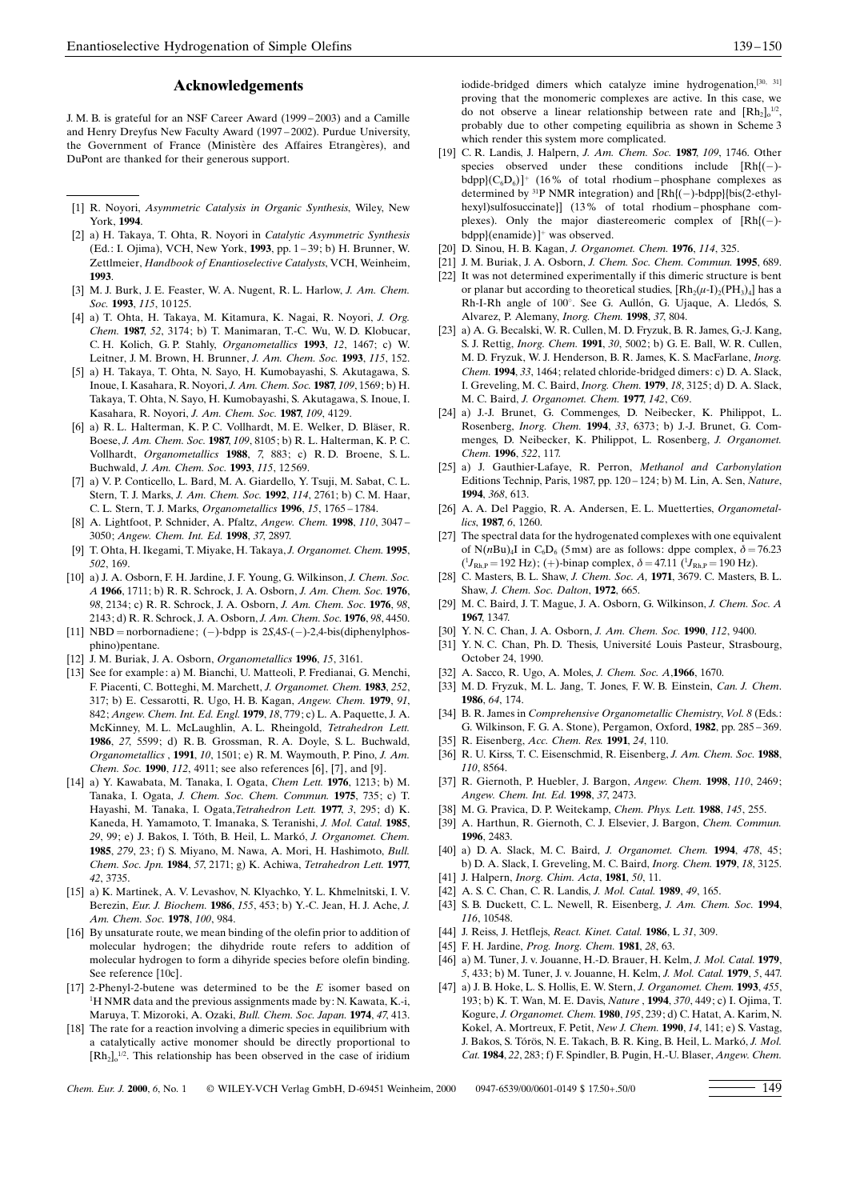## Acknowledgements

J. M. B. is grateful for an NSF Career Award (1999–2003) and a Camille and Henry Dreyfus New Faculty Award (1997–2002). Purdue University, the Government of France (Ministère des Affaires Etrangères), and DuPont are thanked for their generous support.

---

[1] R. Noyori, *Asymmetric Catalysis in Organic Synthesis*, Wiley, New York, **1994**.

[2] a) H. Takaya, T. Ohta, R. Noyori in *Catalytic Asymmetric Synthesis* (Ed.: I. Ojima), VCH, New York, **1993**, pp. 1–39; b) H. Brunner, W. Zettlmeier, *Handbook of Enantioselective Catalysts*, VCH, Weinheim, **1993**.

[3] M. J. Burk, J. E. Feaster, W. A. Nugent, R. L. Harlow, *J. Am. Chem. Soc.* **1993**, *115*, 10125.

[4] a) T. Ohta, H. Takaya, M. Kitamura, K. Nagai, R. Noyori, *J. Org. Chem.* **1987**, *52*, 3174; b) T. Manimaran, T.-C. Wu, W. D. Klobucar, C. H. Kolich, G. P. Stahly, *Organometallics* **1993**, *12*, 1467; c) W. Leitner, J. M. Brown, H. Brunner, *J. Am. Chem. Soc.* **1993**, *115*, 152.

[5] a) H. Takaya, T. Ohta, N. Sayo, H. Kumobayashi, S. Akutagawa, S. Inoue, I. Kasahara, R. Noyori, *J. Am. Chem. Soc.* **1987**, *109*, 1569; b) H. Takaya, T. Ohta, N. Sayo, H. Kumobayashi, S. Akutagawa, S. Inoue, I. Kasahara, R. Noyori, *J. Am. Chem. Soc.* **1987**, *109*, 4129.

[6] a) R. L. Halterman, K. P. C. Vollhardt, M. E. Welker, D. Bläser, R. Boese, *J. Am. Chem. Soc.* **1987**, *109*, 8105; b) R. L. Halterman, K. P. C. Vollhardt, *Organometallics* **1988**, *7*, 883; c) R. D. Broene, S. L. Buchwald, *J. Am. Chem. Soc.* **1993**, *115*, 12569.

[7] a) V. P. Conticello, L. Bard, M. A. Giardello, Y. Tsuji, M. Sabat, C. L. Stern, T. J. Marks, *J. Am. Chem. Soc.* **1992**, *114*, 2761; b) C. M. Haar, C. L. Stern, T. J. Marks, *Organometallics* **1996**, *15*, 1765–1784.

[8] A. Lightfoot, P. Schnider, A. Pfaltz, *Angew. Chem.* **1998**, *110*, 3047–3050; *Angew. Chem. Int. Ed.* **1998**, *37*, 2897.

[9] T. Ohta, H. Ikegami, T. Miyake, H. Takaya, *J. Organomet. Chem.* **1995**, *502*, 169.

[10] a) J. A. Osborn, F. H. Jardine, J. F. Young, G. Wilkinson, *J. Chem. Soc. A* **1966**, 1711; b) R. R. Schrock, J. A. Osborn, *J. Am. Chem. Soc.* **1976**, *98*, 2134; c) R. R. Schrock, J. A. Osborn, *J. Am. Chem. Soc.* **1976**, *98*, 2143; d) R. R. Schrock, J. A. Osborn, *J. Am. Chem. Soc.* **1976**, *98*, 4450.

[11] NBD = norbornadiene; (−)-bdpp is 2*S*,4*S*-(−)-2,4-bis(diphenylphosphino)pentane.

[12] J. M. Buriak, J. A. Osborn, *Organometallics* **1996**, *15*, 3161.

[13] See for example: a) M. Bianchi, U. Matteoli, P. Frediani, G. Menchi, F. Piacenti, C. Botteghi, M. Marchett, *J. Organomet. Chem.* **1983**, *252*, 317; b) E. Cessarotti, R. Ugo, H. B. Kagan, *Angew. Chem.* **1979**, *91*, 842; *Angew. Chem. Int. Ed. Engl.* **1979**, *18*, 779; c) L. A. Paquette, J. A. McKinney, M. L. McLaughlin, A. L. Rheingold, *Tetrahedron Lett.* **1986**, *27*, 5599; d) R. B. Grossman, R. A. Doyle, S. L. Buchwald, *Organometallics*, **1991**, *10*, 1501; e) R. M. Waymouth, P. Pino, *J. Am. Chem. Soc.* **1990**, *112*, 4911; see also references [6], [7], and [9].

[14] a) Y. Kawabata, M. Tanaka, I. Ogata, *Chem Lett.* **1976**, 1213; b) M. Tanaka, I. Ogata, *J. Chem. Soc. Chem. Commun.* **1975**, 735; c) T. Hayashi, M. Tanaka, I. Ogata, *Tetrahedron Lett.* **1977**, *3*, 295; d) K. Kaneda, H. Yamamoto, T. Imanaka, S. Teranishi, *J. Mol. Catal.* **1985**, *29*, 99; e) J. Bakos, I. Tóth, B. Heil, L. Markó, *J. Organomet. Chem.* **1985**, *279*, 23; f) S. Miyano, M. Nawa, A. Mori, H. Hashimoto, *Bull. Chem. Soc. Jpn.* **1984**, *57*, 2171; g) K. Achiwa, *Tetrahedron Lett.* **1977**, *42*, 3735.

[15] a) K. Martinek, A. V. Levashov, N. Klyachko, Y. L. Khmelnitski, I. V. Berezin, *Eur. J. Biochem.* **1986**, *155*, 453; b) Y.-C. Jean, H. J. Ache, *J. Am. Chem. Soc.* **1978**, *100*, 984.

[16] By unsaturate route, we mean binding of the olefin prior to addition of molecular hydrogen; the dihydride route refers to addition of molecular hydrogen to form a dihyride species before olefin binding. See reference [10c].

[17] 2-Phenyl-2-butene was determined to be the *E* isomer based on $^1$H NMR data and the previous assignments made by: N. Kawata, K.-i, Maruya, T. Mizoroki, A. Ozaki, *Bull. Chem. Soc. Japan.* **1974**, *47*, 413.

[18] The rate for a reaction involving a dimeric species in equilibrium with a catalytically active monomer should be directly proportional to $[Rh_2]_o^{1/2}$. This relationship has been observed in the case of iridium iodide-bridged dimers which catalyze imine hydrogenation,[30, 31] proving that the monomeric complexes are active. In this case, we do not observe a linear relationship between rate and $[Rh_2]_o^{1/2}$, probably due to other competing equilibria as shown in Scheme 3 which render this system more complicated.

[19] C. R. Landis, J. Halpern, *J. Am. Chem. Soc.* **1987**, *109*, 1746. Other species observed under these conditions include $[Rh\{(-)\text{-bdpp}\}(C_6D_6)]^+$ (16% of total rhodium–phosphane complexes as determined by $^{31}$P NMR integration) and [Rh{(−)-bdpp}{bis(2-ethylhexyl)sulfosuccinate}] (13% of total rhodium–phosphane complexes). Only the major diastereomeric complex of $[Rh\{(-)\text{-bdpp}\}(\text{enamide})]^+$ was observed.

[20] D. Sinou, H. B. Kagan, *J. Organomet. Chem.* **1976**, *114*, 325.

[21] J. M. Buriak, J. A. Osborn, *J. Chem. Soc. Chem. Commun.* **1995**, 689.

[22] It was not determined experimentally if this dimeric structure is bent or planar but according to theoretical studies, $[Rh_2(\mu\text{-I})_2(PH_3)_4]$ has a Rh-I-Rh angle of 100°. See G. Aullón, G. Ujaque, A. Lledós, S. Alvarez, P. Alemany, *Inorg. Chem.* **1998**, *37*, 804.

[23] a) A. G. Becalski, W. R. Cullen, M. D. Fryzuk, B. R. James, G.-J. Kang, S. J. Rettig, *Inorg. Chem.* **1991**, *30*, 5002; b) G. E. Ball, W. R. Cullen, M. D. Fryzuk, W. J. Henderson, B. R. James, K. S. MacFarlane, *Inorg. Chem.* **1994**, *33*, 1464; related chloride-bridged dimers: c) D. A. Slack, I. Greveling, M. C. Baird, *Inorg. Chem.* **1979**, *18*, 3125; d) D. A. Slack, M. C. Baird, *J. Organomet. Chem.* **1977**, *142*, C69.

[24] a) J.-J. Brunet, G. Commenges, D. Neibecker, K. Philippot, L. Rosenberg, *Inorg. Chem.* **1994**, *33*, 6373; b) J.-J. Brunet, G. Commenges, D. Neibecker, K. Philippot, L. Rosenberg, *J. Organomet. Chem.* **1996**, *522*, 117.

[25] a) J. Gauthier-Lafaye, R. Perron, *Methanol and Carbonylation* Editions Technip, Paris, 1987, pp. 120–124; b) M. Lin, A. Sen, *Nature*, **1994**, *368*, 613.

[26] A. A. Del Paggio, R. A. Andersen, E. L. Muetterties, *Organometallics*, **1987**, *6*, 1260.

[27] The spectral data for the hydrogenated complexes with one equivalent of $N(nBu)_4I$ in $C_6D_6$ (5 mM) are as follows: dppe complex, $\delta = 76.23$ ($^1J_{Rh,P} = 192$ Hz); (+)-binap complex, $\delta = 47.11$ ($^1J_{Rh,P} = 190$ Hz).

[28] C. Masters, B. L. Shaw, *J. Chem. Soc. A*, **1971**, 3679. C. Masters, B. L. Shaw, *J. Chem. Soc. Dalton*, **1972**, 665.

[29] M. C. Baird, J. T. Mague, J. A. Osborn, G. Wilkinson, *J. Chem. Soc. A* **1967**, 1347.

[30] Y. N. C. Chan, J. A. Osborn, *J. Am. Chem. Soc.* **1990**, *112*, 9400.

[31] Y. N. C. Chan, Ph. D. Thesis, Université Louis Pasteur, Strasbourg, October 24, 1990.

[32] A. Sacco, R. Ugo, A. Moles, *J. Chem. Soc. A*, **1966**, 1670.

[33] M. D. Fryzuk, M. L. Jang, T. Jones, F. W. B. Einstein, *Can. J. Chem.* **1986**, *64*, 174.

[34] B. R. James in *Comprehensive Organometallic Chemistry*, *Vol. 8* (Eds.: G. Wilkinson, F. G. A. Stone), Pergamon, Oxford, **1982**, pp. 285–369.

[35] R. Eisenberg, *Acc. Chem. Res.* **1991**, *24*, 110.

[36] R. U. Kirss, T. C. Eisenschmid, R. Eisenberg, *J. Am. Chem. Soc.* **1988**, *110*, 8564.

[37] R. Giernoth, P. Huebler, J. Bargon, *Angew. Chem.* **1998**, *110*, 2469; *Angew. Chem. Int. Ed.* **1998**, *37*, 2473.

[38] M. G. Pravica, D. P. Weitekamp, *Chem. Phys. Lett.* **1988**, *145*, 255.

[39] A. Harthun, R. Giernoth, C. J. Elsevier, J. Bargon, *Chem. Commun.* **1996**, 2483.

[40] a) D. A. Slack, M. C. Baird, *J. Organomet. Chem.* **1994**, *478*, 45; b) D. A. Slack, I. Greveling, M. C. Baird, *Inorg. Chem.* **1979**, *18*, 3125.

[41] J. Halpern, *Inorg. Chim. Acta*, **1981**, *50*, 11.

[42] A. S. C. Chan, C. R. Landis, *J. Mol. Catal.* **1989**, *49*, 165.

[43] S. B. Duckett, C. L. Newell, R. Eisenberg, *J. Am. Chem. Soc.* **1994**, *116*, 10548.

[44] J. Reiss, J. Hetflejs, *React. Kinet. Catal.* **1986**, L *31*, 309.

[45] F. H. Jardine, *Prog. Inorg. Chem.* **1981**, *28*, 63.

[46] a) M. Tuner, J. v. Jouanne, H.-D. Brauer, H. Kelm, *J. Mol. Catal.* **1979**, *5*, 433; b) M. Tuner, J. v. Jouanne, H. Kelm, *J. Mol. Catal.* **1979**, *5*, 447.

[47] a) J. B. Hoke, L. S. Hollis, E. W. Stern, *J. Organomet. Chem.* **1993**, *455*, 193; b) K. T. Wan, M. E. Davis, *Nature*, **1994**, *370*, 449; c) I. Ojima, T. Kogure, *J. Organomet. Chem.* **1980**, *195*, 239; d) C. Hatat, A. Karim, N. Kokel, A. Mortreux, F. Petit, *New J. Chem.* **1990**, *14*, 141; e) S. Vastag, J. Bakos, S. Törös, N. E. Takach, B. R. King, B. Heil, L. Markó, *J. Mol. Cat.* **1984**, *22*, 283; f) F. Spindler, B. Pugin, H.-U. Blaser, *Angew. Chem.*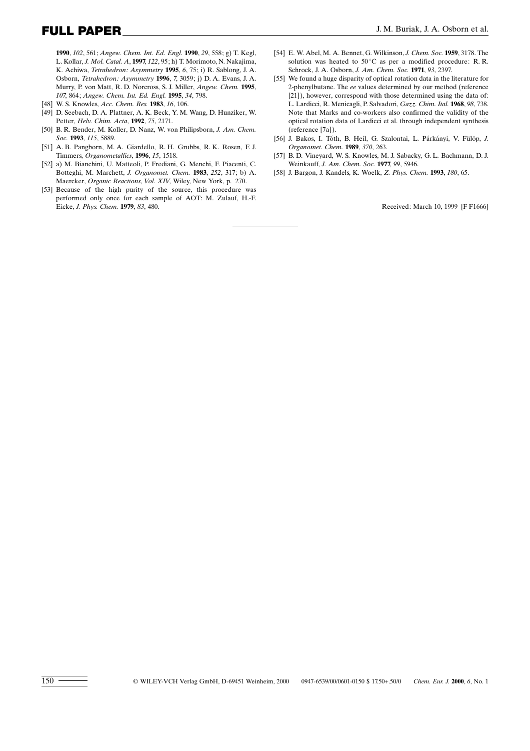**1990**, *102*, 561; *Angew. Chem. Int. Ed. Engl.* **1990**, *29*, 558; g) T. Kegl, L. Kollar, *J. Mol. Catal. A*, **1997**, *122*, 95; h) T. Morimoto, N. Nakajima, K. Achiwa, *Tetrahedron: Asymmetry* **1995**, *6*, 75; i) R. Sablong, J. A. Osborn, *Tetrahedron: Asymmetry* **1996**, *7*, 3059; j) D. A. Evans, J. A. Murry, P. von Matt, R. D. Norcross, S. J. Miller, *Angew. Chem.* **1995**, *107*, 864; *Angew. Chem. Int. Ed. Engl.* **1995**, *34*, 798.

[48] W. S. Knowles, *Acc. Chem. Res.* **1983**, *16*, 106.

[49] D. Seebach, D. A. Plattner, A. K. Beck, Y. M. Wang, D. Hunziker, W. Petter, *Helv. Chim. Acta*, **1992**, *75*, 2171.

[50] B. R. Bender, M. Koller, D. Nanz, W. von Philipsborn, *J. Am. Chem. Soc.* **1993**, *115*, 5889.

[51] A. B. Pangborn, M. A. Giardello, R. H. Grubbs, R. K. Rosen, F. J. Timmers, *Organometallics*, **1996**, *15*, 1518.

[52] a) M. Bianchini, U. Matteoli, P. Frediani, G. Menchi, F. Piacenti, C. Botteghi, M. Marchett, *J. Organomet. Chem.* **1983**, *252*, 317; b) A. Maercker, *Organic Reactions*, *Vol. XIV*, Wiley, New York, p. 270.

[53] Because of the high purity of the source, this procedure was performed only once for each sample of AOT: M. Zulauf, H.-F. Eicke, *J. Phys. Chem.* **1979**, *83*, 480.

[54] E. W. Abel, M. A. Bennet, G. Wilkinson, *J. Chem. Soc.* **1959**, 3178. The solution was heated to 50 °C as per a modified procedure: R. R. Schrock, J. A. Osborn, *J. Am. Chem. Soc.* **1971**, *93*, 2397.

[55] We found a huge disparity of optical rotation data in the literature for 2-phenylbutane. The *ee* values determined by our method (reference [21]), however, correspond with those determined using the data of: L. Lardicci, R. Menicagli, P. Salvadori, *Gazz. Chim. Ital.* **1968**, *98*, 738. Note that Marks and co-workers also confirmed the validity of the optical rotation data of Lardicci et al. through independent synthesis (reference [7a]).

[56] J. Bakos, I. Tóth, B. Heil, G. Szalontai, L. Párkányi, V. Fülöp, *J. Organomet. Chem.* **1989**, *370*, 263.

[57] B. D. Vineyard, W. S. Knowles, M. J. Sabacky, G. L. Bachmann, D. J. Weinkauff, *J. Am. Chem. Soc.* **1977**, *99*, 5946.

[58] J. Bargon, J. Kandels, K. Woelk, *Z. Phys. Chem.* **1993**, *180*, 65.

Received: March 10, 1999 [F F1666]